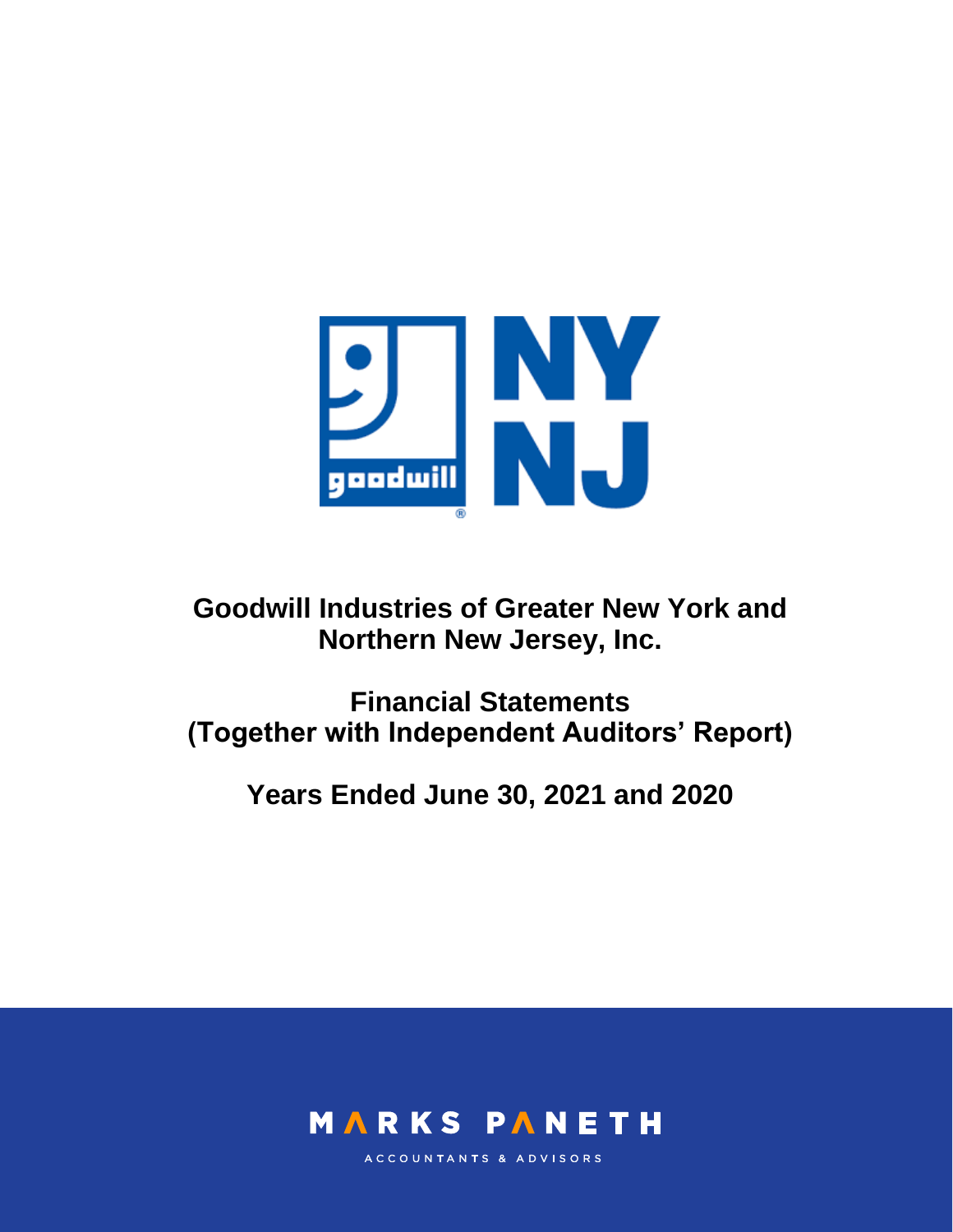# Goodwill Industries of Greater New York and Northern New Jersey, Inc.

## Financial Statements (Together with Independent Auditors' Report)

## Years Ended June 30, 2021 and 2020

MARKS PANETH

ACCOUNTANTS & ADVISORS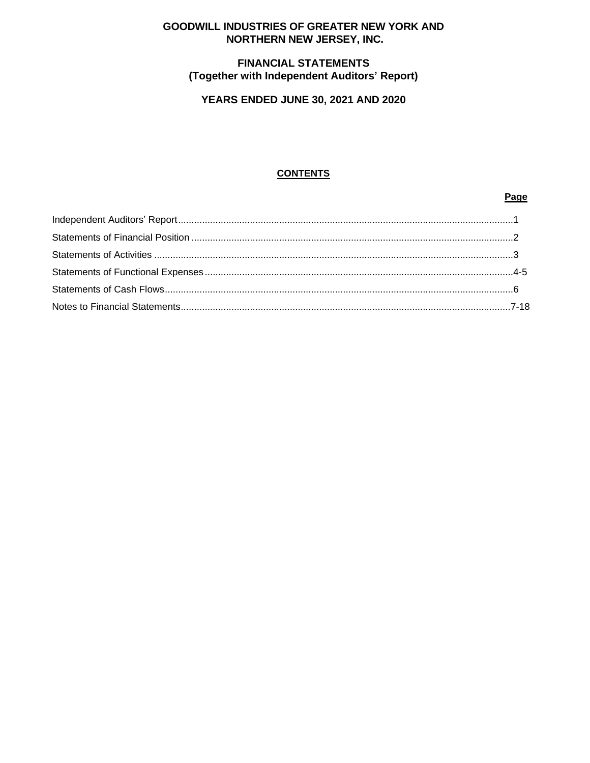# GOODWILL INDUSTRIES OF GREATER NEW YORK AND NORTHERN NEW JERSEY, INC.

## FINANCIAL STATEMENTS
## (Together with Independent Auditors' Report)

## YEARS ENDED JUNE 30, 2021 AND 2020

### CONTENTS

| | Page |
|---|---|
| Independent Auditors' Report | 1 |
| Statements of Financial Position | 2 |
| Statements of Activities | 3 |
| Statements of Functional Expenses | 4-5 |
| Statements of Cash Flows | 6 |
| Notes to Financial Statements | 7-18 |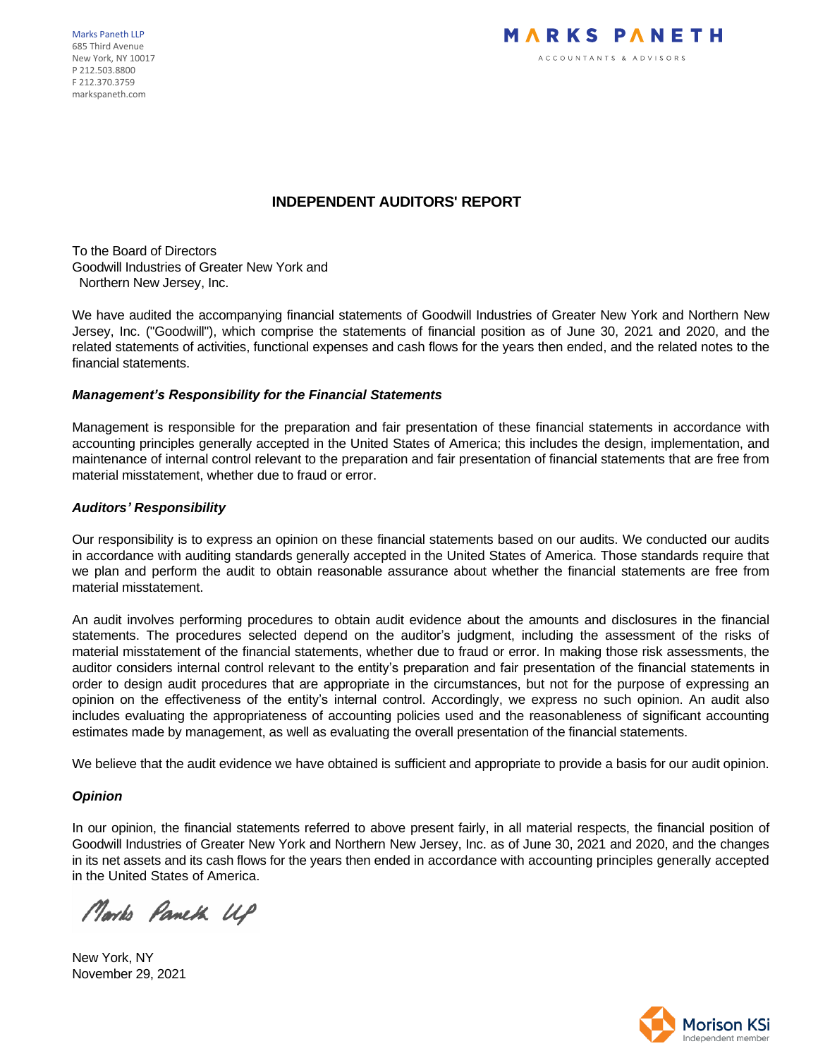Marks Paneth LLP
685 Third Avenue
New York, NY 10017
P 212.503.8800
F 212.370.3759
markspaneth.com

MARKS PANETH
ACCOUNTANTS & ADVISORS

# INDEPENDENT AUDITORS' REPORT

To the Board of Directors
Goodwill Industries of Greater New York and
Northern New Jersey, Inc.

We have audited the accompanying financial statements of Goodwill Industries of Greater New York and Northern New Jersey, Inc. ("Goodwill"), which comprise the statements of financial position as of June 30, 2021 and 2020, and the related statements of activities, functional expenses and cash flows for the years then ended, and the related notes to the financial statements.

### *Management's Responsibility for the Financial Statements*

Management is responsible for the preparation and fair presentation of these financial statements in accordance with accounting principles generally accepted in the United States of America; this includes the design, implementation, and maintenance of internal control relevant to the preparation and fair presentation of financial statements that are free from material misstatement, whether due to fraud or error.

### *Auditors' Responsibility*

Our responsibility is to express an opinion on these financial statements based on our audits. We conducted our audits in accordance with auditing standards generally accepted in the United States of America. Those standards require that we plan and perform the audit to obtain reasonable assurance about whether the financial statements are free from material misstatement.

An audit involves performing procedures to obtain audit evidence about the amounts and disclosures in the financial statements. The procedures selected depend on the auditor's judgment, including the assessment of the risks of material misstatement of the financial statements, whether due to fraud or error. In making those risk assessments, the auditor considers internal control relevant to the entity's preparation and fair presentation of the financial statements in order to design audit procedures that are appropriate in the circumstances, but not for the purpose of expressing an opinion on the effectiveness of the entity's internal control. Accordingly, we express no such opinion. An audit also includes evaluating the appropriateness of accounting policies used and the reasonableness of significant accounting estimates made by management, as well as evaluating the overall presentation of the financial statements.

We believe that the audit evidence we have obtained is sufficient and appropriate to provide a basis for our audit opinion.

### *Opinion*

In our opinion, the financial statements referred to above present fairly, in all material respects, the financial position of Goodwill Industries of Greater New York and Northern New Jersey, Inc. as of June 30, 2021 and 2020, and the changes in its net assets and its cash flows for the years then ended in accordance with accounting principles generally accepted in the United States of America.

Marks Paneth LLP

New York, NY
November 29, 2021

Morison KSi
Independent member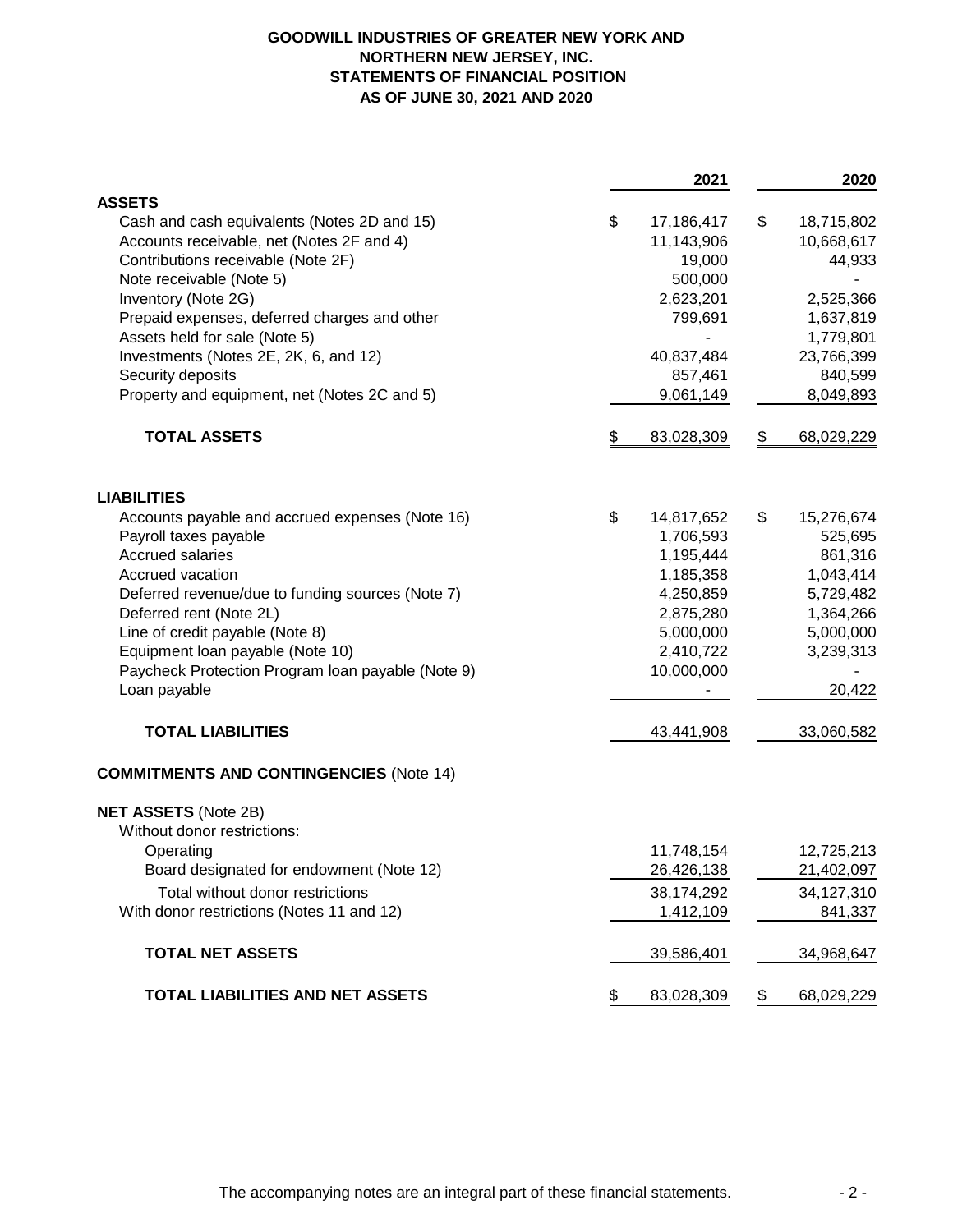# GOODWILL INDUSTRIES OF GREATER NEW YORK AND NORTHERN NEW JERSEY, INC.
## STATEMENTS OF FINANCIAL POSITION
## AS OF JUNE 30, 2021 AND 2020

| | 2021 | 2020 |
|---|---|---|
| **ASSETS** | | |
| Cash and cash equivalents (Notes 2D and 15) | $ 17,186,417 | $ 18,715,802 |
| Accounts receivable, net (Notes 2F and 4) | 11,143,906 | 10,668,617 |
| Contributions receivable (Note 2F) | 19,000 | 44,933 |
| Note receivable (Note 5) | 500,000 | - |
| Inventory (Note 2G) | 2,623,201 | 2,525,366 |
| Prepaid expenses, deferred charges and other | 799,691 | 1,637,819 |
| Assets held for sale (Note 5) | - | 1,779,801 |
| Investments (Notes 2E, 2K, 6, and 12) | 40,837,484 | 23,766,399 |
| Security deposits | 857,461 | 840,599 |
| Property and equipment, net (Notes 2C and 5) | 9,061,149 | 8,049,893 |
| **TOTAL ASSETS** | $ 83,028,309 | $ 68,029,229 |
| **LIABILITIES** | | |
| Accounts payable and accrued expenses (Note 16) | $ 14,817,652 | $ 15,276,674 |
| Payroll taxes payable | 1,706,593 | 525,695 |
| Accrued salaries | 1,195,444 | 861,316 |
| Accrued vacation | 1,185,358 | 1,043,414 |
| Deferred revenue/due to funding sources (Note 7) | 4,250,859 | 5,729,482 |
| Deferred rent (Note 2L) | 2,875,280 | 1,364,266 |
| Line of credit payable (Note 8) | 5,000,000 | 5,000,000 |
| Equipment loan payable (Note 10) | 2,410,722 | 3,239,313 |
| Paycheck Protection Program loan payable (Note 9) | 10,000,000 | - |
| Loan payable | - | 20,422 |
| **TOTAL LIABILITIES** | 43,441,908 | 33,060,582 |
| **COMMITMENTS AND CONTINGENCIES** (Note 14) | | |
| **NET ASSETS** (Note 2B) | | |
| Without donor restrictions: | | |
| Operating | 11,748,154 | 12,725,213 |
| Board designated for endowment (Note 12) | 26,426,138 | 21,402,097 |
| Total without donor restrictions | 38,174,292 | 34,127,310 |
| With donor restrictions (Notes 11 and 12) | 1,412,109 | 841,337 |
| **TOTAL NET ASSETS** | 39,586,401 | 34,968,647 |
| **TOTAL LIABILITIES AND NET ASSETS** | $ 83,028,309 | $ 68,029,229 |

The accompanying notes are an integral part of these financial statements.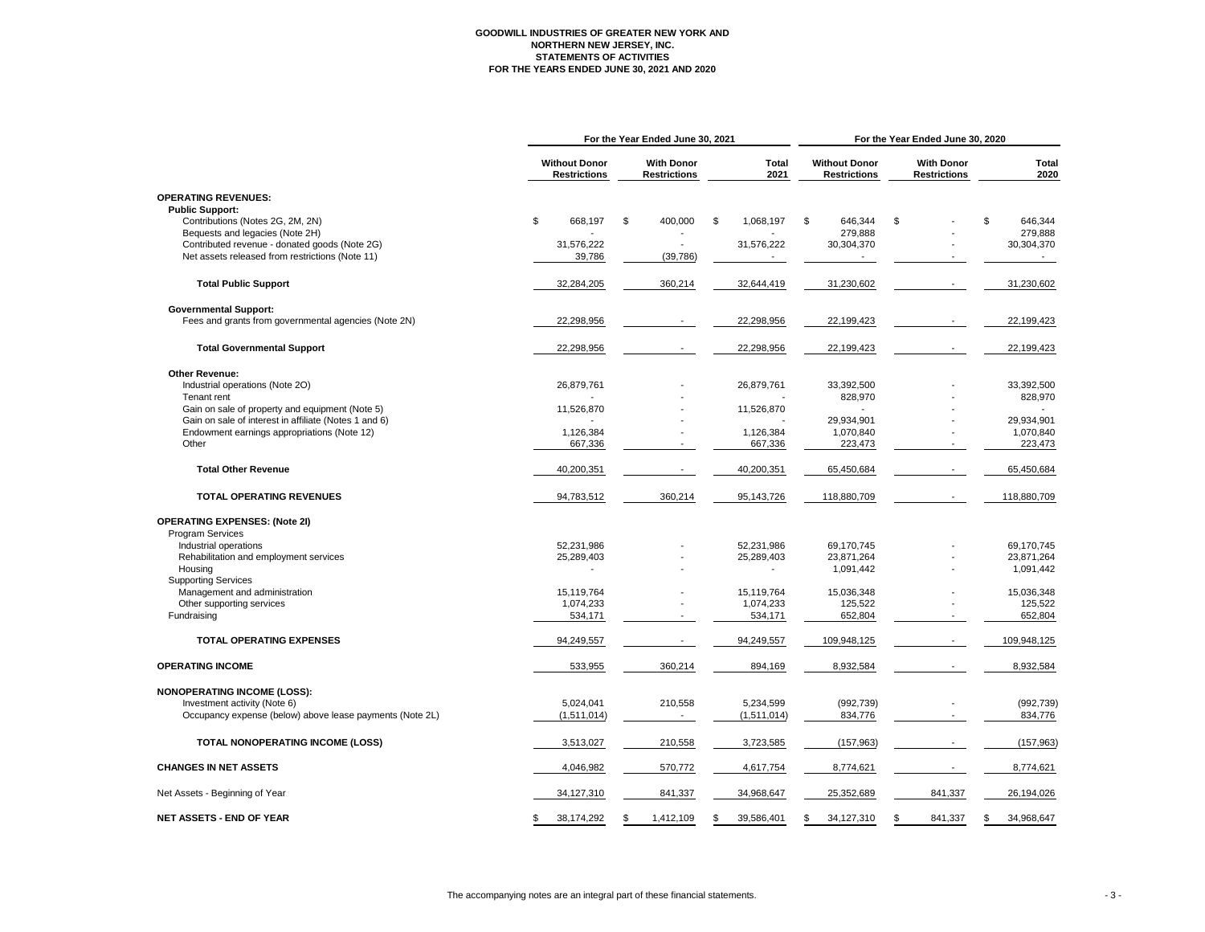**GOODWILL INDUSTRIES OF GREATER NEW YORK AND NORTHERN NEW JERSEY, INC.**
**STATEMENTS OF ACTIVITIES**
**FOR THE YEARS ENDED JUNE 30, 2021 AND 2020**

| | For the Year Ended June 30, 2021 | | | For the Year Ended June 30, 2020 | | |
|---|---|---|---|---|---|---|
| | Without Donor Restrictions | With Donor Restrictions | Total 2021 | Without Donor Restrictions | With Donor Restrictions | Total 2020 |
| **OPERATING REVENUES:** | | | | | | |
| **Public Support:** | | | | | | |
| Contributions (Notes 2G, 2M, 2N) | $ 668,197 | $ 400,000 | $ 1,068,197 | $ 646,344 | $ - | $ 646,344 |
| Bequests and legacies (Note 2H) | - | - | - | 279,888 | - | 279,888 |
| Contributed revenue - donated goods (Note 2G) | 31,576,222 | - | 31,576,222 | 30,304,370 | - | 30,304,370 |
| Net assets released from restrictions (Note 11) | 39,786 | (39,786) | - | - | - | - |
| **Total Public Support** | 32,284,205 | 360,214 | 32,644,419 | 31,230,602 | - | 31,230,602 |
| **Governmental Support:** | | | | | | |
| Fees and grants from governmental agencies (Note 2N) | 22,298,956 | - | 22,298,956 | 22,199,423 | - | 22,199,423 |
| **Total Governmental Support** | 22,298,956 | - | 22,298,956 | 22,199,423 | - | 22,199,423 |
| **Other Revenue:** | | | | | | |
| Industrial operations (Note 2O) | 26,879,761 | - | 26,879,761 | 33,392,500 | - | 33,392,500 |
| Tenant rent | - | - | - | 828,970 | - | 828,970 |
| Gain on sale of property and equipment (Note 5) | 11,526,870 | - | 11,526,870 | - | - | - |
| Gain on sale of interest in affiliate (Notes 1 and 6) | - | - | - | 29,934,901 | - | 29,934,901 |
| Endowment earnings appropriations (Note 12) | 1,126,384 | - | 1,126,384 | 1,070,840 | - | 1,070,840 |
| Other | 667,336 | - | 667,336 | 223,473 | - | 223,473 |
| **Total Other Revenue** | 40,200,351 | - | 40,200,351 | 65,450,684 | - | 65,450,684 |
| **TOTAL OPERATING REVENUES** | 94,783,512 | 360,214 | 95,143,726 | 118,880,709 | - | 118,880,709 |
| **OPERATING EXPENSES: (Note 2I)** | | | | | | |
| Program Services | | | | | | |
| Industrial operations | 52,231,986 | - | 52,231,986 | 69,170,745 | - | 69,170,745 |
| Rehabilitation and employment services | 25,289,403 | - | 25,289,403 | 23,871,264 | - | 23,871,264 |
| Housing | - | - | - | 1,091,442 | - | 1,091,442 |
| Supporting Services | | | | | | |
| Management and administration | 15,119,764 | - | 15,119,764 | 15,036,348 | - | 15,036,348 |
| Other supporting services | 1,074,233 | - | 1,074,233 | 125,522 | - | 125,522 |
| Fundraising | 534,171 | - | 534,171 | 652,804 | - | 652,804 |
| **TOTAL OPERATING EXPENSES** | 94,249,557 | - | 94,249,557 | 109,948,125 | - | 109,948,125 |
| **OPERATING INCOME** | 533,955 | 360,214 | 894,169 | 8,932,584 | - | 8,932,584 |
| **NONOPERATING INCOME (LOSS):** | | | | | | |
| Investment activity (Note 6) | 5,024,041 | 210,558 | 5,234,599 | (992,739) | - | (992,739) |
| Occupancy expense (below) above lease payments (Note 2L) | (1,511,014) | - | (1,511,014) | 834,776 | - | 834,776 |
| **TOTAL NONOPERATING INCOME (LOSS)** | 3,513,027 | 210,558 | 3,723,585 | (157,963) | - | (157,963) |
| **CHANGES IN NET ASSETS** | 4,046,982 | 570,772 | 4,617,754 | 8,774,621 | - | 8,774,621 |
| Net Assets - Beginning of Year | 34,127,310 | 841,337 | 34,968,647 | 25,352,689 | 841,337 | 26,194,026 |
| **NET ASSETS - END OF YEAR** | $ 38,174,292 | $ 1,412,109 | $ 39,586,401 | $ 34,127,310 | $ 841,337 | $ 34,968,647 |

The accompanying notes are an integral part of these financial statements.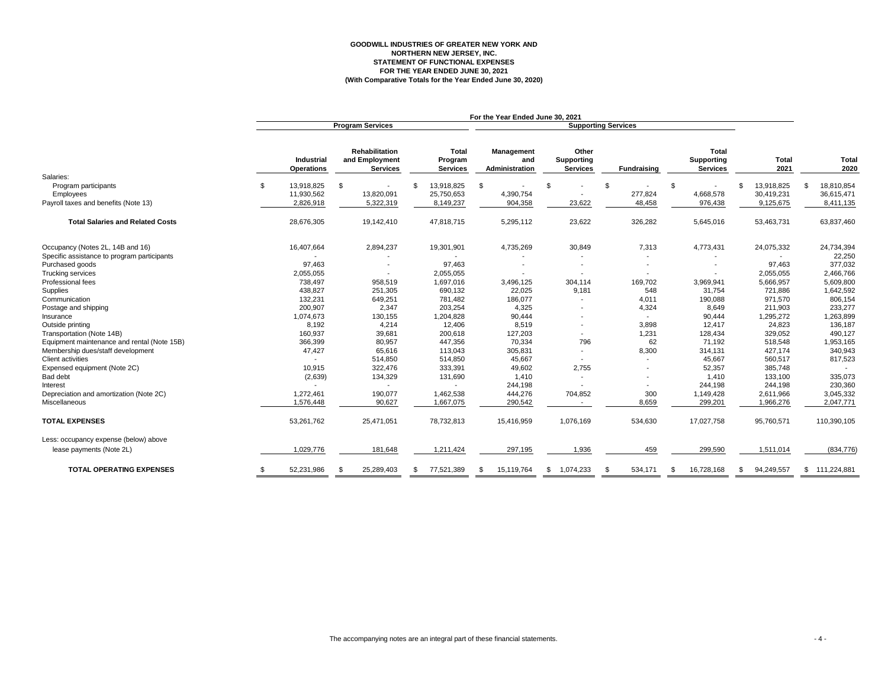**GOODWILL INDUSTRIES OF GREATER NEW YORK AND NORTHERN NEW JERSEY, INC.**
**STATEMENT OF FUNCTIONAL EXPENSES**
**FOR THE YEAR ENDED JUNE 30, 2021**
**(With Comparative Totals for the Year Ended June 30, 2020)**

| | For the Year Ended June 30, 2021 | | | | | | | | |
|---|---|---|---|---|---|---|---|---|---|
| | Program Services | | | Supporting Services | | | | | |
| | Industrial Operations | Rehabilitation and Employment Services | Total Program Services | Management and Administration | Other Supporting Services | Fundraising | Total Supporting Services | Total 2021 | Total 2020 |
| Salaries: | | | | | | | | | |
| Program participants | $ 13,918,825 | $ - | $ 13,918,825 | $ - | $ - | $ - | $ - | $ 13,918,825 | $ 18,810,854 |
| Employees | 11,930,562 | 13,820,091 | 25,750,653 | 4,390,754 | - | 277,824 | 4,668,578 | 30,419,231 | 36,615,471 |
| Payroll taxes and benefits (Note 13) | 2,826,918 | 5,322,319 | 8,149,237 | 904,358 | 23,622 | 48,458 | 976,438 | 9,125,675 | 8,411,135 |
| **Total Salaries and Related Costs** | 28,676,305 | 19,142,410 | 47,818,715 | 5,295,112 | 23,622 | 326,282 | 5,645,016 | 53,463,731 | 63,837,460 |
| Occupancy (Notes 2L, 14B and 16) | 16,407,664 | 2,894,237 | 19,301,901 | 4,735,269 | 30,849 | 7,313 | 4,773,431 | 24,075,332 | 24,734,394 |
| Specific assistance to program participants | - | - | - | - | - | - | - | - | 22,250 |
| Purchased goods | 97,463 | - | 97,463 | - | - | - | - | 97,463 | 377,032 |
| Trucking services | 2,055,055 | - | 2,055,055 | - | - | - | - | 2,055,055 | 2,466,766 |
| Professional fees | 738,497 | 958,519 | 1,697,016 | 3,496,125 | 304,114 | 169,702 | 3,969,941 | 5,666,957 | 5,609,800 |
| Supplies | 438,827 | 251,305 | 690,132 | 22,025 | 9,181 | 548 | 31,754 | 721,886 | 1,642,592 |
| Communication | 132,231 | 649,251 | 781,482 | 186,077 | - | 4,011 | 190,088 | 971,570 | 806,154 |
| Postage and shipping | 200,907 | 2,347 | 203,254 | 4,325 | - | 4,324 | 8,649 | 211,903 | 233,277 |
| Insurance | 1,074,673 | 130,155 | 1,204,828 | 90,444 | - | - | 90,444 | 1,295,272 | 1,263,899 |
| Outside printing | 8,192 | 4,214 | 12,406 | 8,519 | - | 3,898 | 12,417 | 24,823 | 136,187 |
| Transportation (Note 14B) | 160,937 | 39,681 | 200,618 | 127,203 | - | 1,231 | 128,434 | 329,052 | 490,127 |
| Equipment maintenance and rental (Note 15B) | 366,399 | 80,957 | 447,356 | 70,334 | 796 | 62 | 71,192 | 518,548 | 1,953,165 |
| Membership dues/staff development | 47,427 | 65,616 | 113,043 | 305,831 | - | 8,300 | 314,131 | 427,174 | 340,943 |
| Client activities | - | 514,850 | 514,850 | 45,667 | - | - | 45,667 | 560,517 | 817,523 |
| Expensed equipment (Note 2C) | 10,915 | 322,476 | 333,391 | 49,602 | 2,755 | - | 52,357 | 385,748 | - |
| Bad debt | (2,639) | 134,329 | 131,690 | 1,410 | - | - | 1,410 | 133,100 | 335,073 |
| Interest | - | - | - | 244,198 | - | - | 244,198 | 244,198 | 230,360 |
| Depreciation and amortization (Note 2C) | 1,272,461 | 190,077 | 1,462,538 | 444,276 | 704,852 | 300 | 1,149,428 | 2,611,966 | 3,045,332 |
| Miscellaneous | 1,576,448 | 90,627 | 1,667,075 | 290,542 | - | 8,659 | 299,201 | 1,966,276 | 2,047,771 |
| **TOTAL EXPENSES** | 53,261,762 | 25,471,051 | 78,732,813 | 15,416,959 | 1,076,169 | 534,630 | 17,027,758 | 95,760,571 | 110,390,105 |
| Less: occupancy expense (below) above lease payments (Note 2L) | 1,029,776 | 181,648 | 1,211,424 | 297,195 | 1,936 | 459 | 299,590 | 1,511,014 | (834,776) |
| **TOTAL OPERATING EXPENSES** | $ 52,231,986 | $ 25,289,403 | $ 77,521,389 | $ 15,119,764 | $ 1,074,233 | $ 534,171 | $ 16,728,168 | $ 94,249,557 | $ 111,224,881 |

The accompanying notes are an integral part of these financial statements.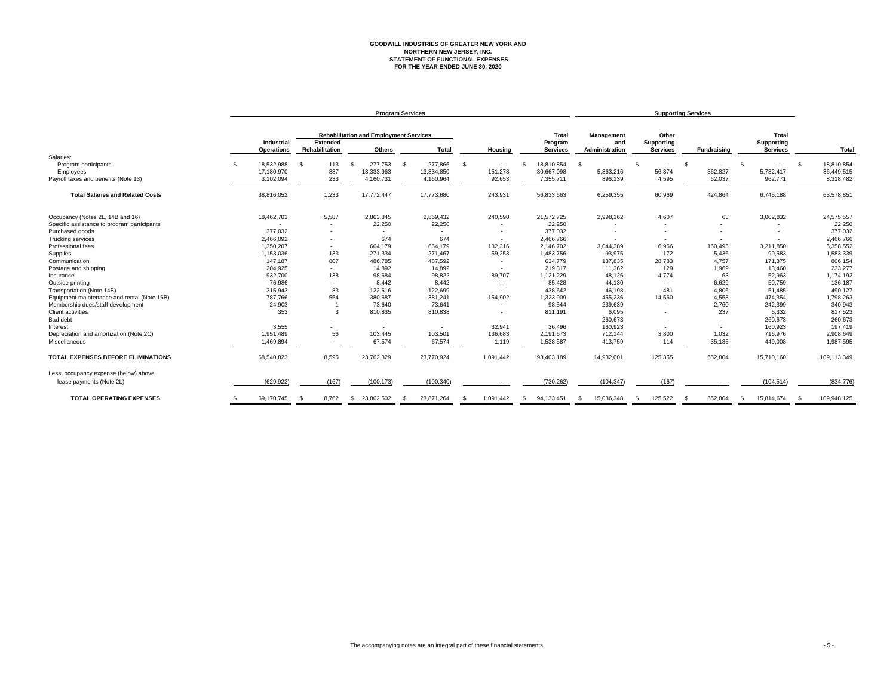**GOODWILL INDUSTRIES OF GREATER NEW YORK AND NORTHERN NEW JERSEY, INC.**
**STATEMENT OF FUNCTIONAL EXPENSES**
**FOR THE YEAR ENDED JUNE 30, 2020**

| | Program Services | | | | | | Supporting Services | | | | |
|---|---|---|---|---|---|---|---|---|---|---|---|
| | | Rehabilitation and Employment Services | | | | | | | | | |
| | Industrial Operations | Extended Rehabilitation | Others | Total | Housing | Total Program Services | Management and Administration | Other Supporting Services | Fundraising | Total Supporting Services | Total |
| Salaries: | | | | | | | | | | | |
| Program participants | $ 18,532,988 | $ 113 | $ 277,753 | $ 277,866 | $ - | $ 18,810,854 | $ - | $ - | $ - | $ - | $ 18,810,854 |
| Employees | 17,180,970 | 887 | 13,333,963 | 13,334,850 | 151,278 | 30,667,098 | 5,363,216 | 56,374 | 362,827 | 5,782,417 | 36,449,515 |
| Payroll taxes and benefits (Note 13) | 3,102,094 | 233 | 4,160,731 | 4,160,964 | 92,653 | 7,355,711 | 896,139 | 4,595 | 62,037 | 962,771 | 8,318,482 |
| **Total Salaries and Related Costs** | 38,816,052 | 1,233 | 17,772,447 | 17,773,680 | 243,931 | 56,833,663 | 6,259,355 | 60,969 | 424,864 | 6,745,188 | 63,578,851 |
| Occupancy (Notes 2L, 14B and 16) | 18,462,703 | 5,587 | 2,863,845 | 2,869,432 | 240,590 | 21,572,725 | 2,998,162 | 4,607 | 63 | 3,002,832 | 24,575,557 |
| Specific assistance to program participants | - | - | 22,250 | 22,250 | - | 22,250 | - | - | - | - | 22,250 |
| Purchased goods | 377,032 | - | - | - | - | 377,032 | - | - | - | - | 377,032 |
| Trucking services | 2,466,092 | - | 674 | 674 | - | 2,466,766 | - | - | - | - | 2,466,766 |
| Professional fees | 1,350,207 | - | 664,179 | 664,179 | 132,316 | 2,146,702 | 3,044,389 | 6,966 | 160,495 | 3,211,850 | 5,358,552 |
| Supplies | 1,153,036 | 133 | 271,334 | 271,467 | 59,253 | 1,483,756 | 93,975 | 172 | 5,436 | 99,583 | 1,583,339 |
| Communication | 147,187 | 807 | 486,785 | 487,592 | - | 634,779 | 137,835 | 28,783 | 4,757 | 171,375 | 806,154 |
| Postage and shipping | 204,925 | - | 14,892 | 14,892 | - | 219,817 | 11,362 | 129 | 1,969 | 13,460 | 233,277 |
| Insurance | 932,700 | 138 | 98,684 | 98,822 | 89,707 | 1,121,229 | 48,126 | 4,774 | 63 | 52,963 | 1,174,192 |
| Outside printing | 76,986 | - | 8,442 | 8,442 | - | 85,428 | 44,130 | - | 6,629 | 50,759 | 136,187 |
| Transportation (Note 14B) | 315,943 | 83 | 122,616 | 122,699 | - | 438,642 | 46,198 | 481 | 4,806 | 51,485 | 490,127 |
| Equipment maintenance and rental (Note 16B) | 787,766 | 554 | 380,687 | 381,241 | 154,902 | 1,323,909 | 455,236 | 14,560 | 4,558 | 474,354 | 1,798,263 |
| Membership dues/staff development | 24,903 | 1 | 73,640 | 73,641 | - | 98,544 | 239,639 | - | 2,760 | 242,399 | 340,943 |
| Client activities | 353 | 3 | 810,835 | 810,838 | - | 811,191 | 6,095 | - | 237 | 6,332 | 817,523 |
| Bad debt | - | - | - | - | - | - | 260,673 | - | - | 260,673 | 260,673 |
| Interest | 3,555 | - | - | - | 32,941 | 36,496 | 160,923 | - | - | 160,923 | 197,419 |
| Depreciation and amortization (Note 2C) | 1,951,489 | 56 | 103,445 | 103,501 | 136,683 | 2,191,673 | 712,144 | 3,800 | 1,032 | 716,976 | 2,908,649 |
| Miscellaneous | 1,469,894 | - | 67,574 | 67,574 | 1,119 | 1,538,587 | 413,759 | 114 | 35,135 | 449,008 | 1,987,595 |
| **TOTAL EXPENSES BEFORE ELIMINATIONS** | 68,540,823 | 8,595 | 23,762,329 | 23,770,924 | 1,091,442 | 93,403,189 | 14,932,001 | 125,355 | 652,804 | 15,710,160 | 109,113,349 |
| Less: occupancy expense (below) above lease payments (Note 2L) | (629,922) | (167) | (100,173) | (100,340) | - | (730,262) | (104,347) | (167) | - | (104,514) | (834,776) |
| **TOTAL OPERATING EXPENSES** | $ 69,170,745 | $ 8,762 | $ 23,862,502 | $ 23,871,264 | $ 1,091,442 | $ 94,133,451 | $ 15,036,348 | $ 125,522 | $ 652,804 | $ 15,814,674 | $ 109,948,125 |

The accompanying notes are an integral part of these financial statements.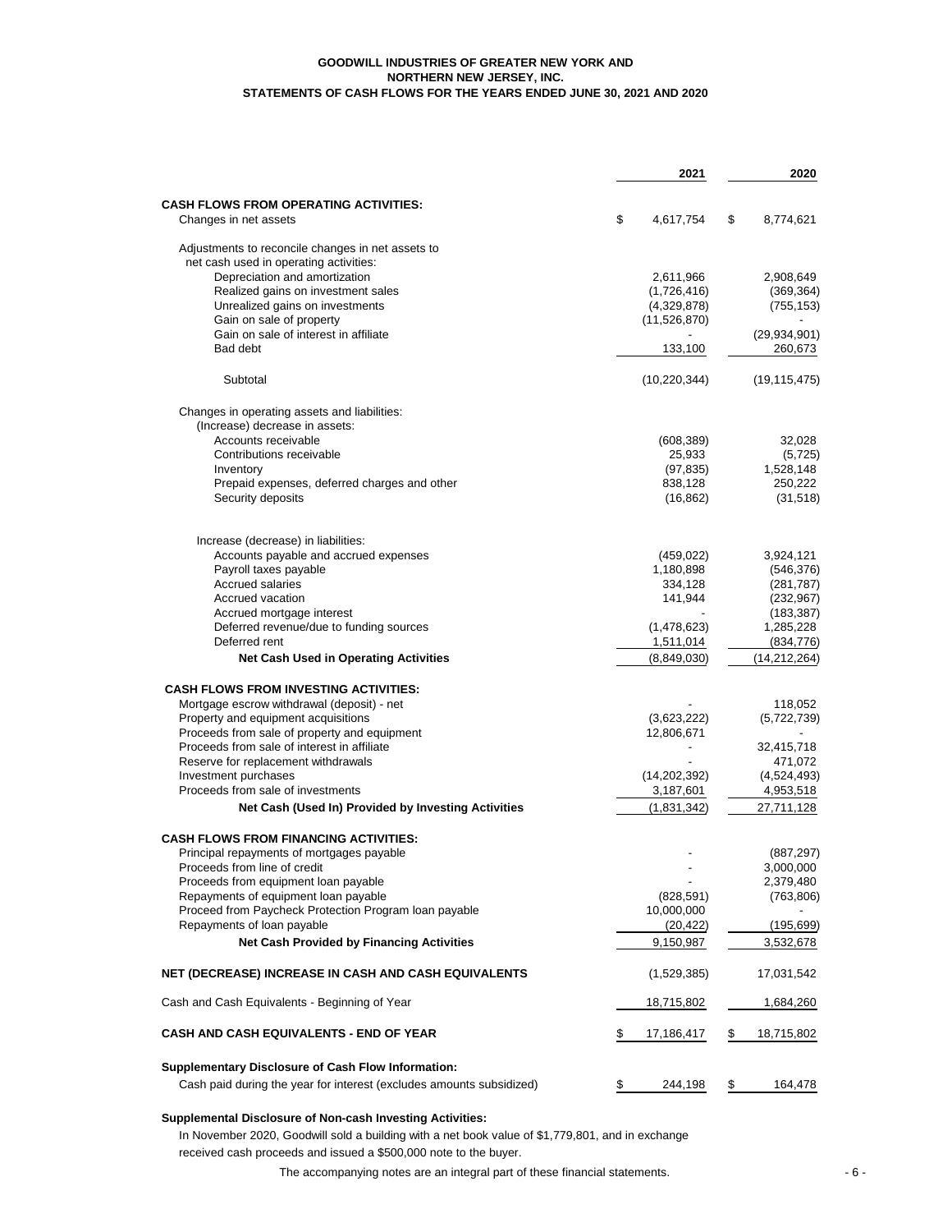# GOODWILL INDUSTRIES OF GREATER NEW YORK AND NORTHERN NEW JERSEY, INC.

## STATEMENTS OF CASH FLOWS FOR THE YEARS ENDED JUNE 30, 2021 AND 2020

| | 2021 | 2020 |
|---|---|---|
| **CASH FLOWS FROM OPERATING ACTIVITIES:** | | |
| Changes in net assets | $ 4,617,754 | $ 8,774,621 |
| Adjustments to reconcile changes in net assets to net cash used in operating activities: | | |
| Depreciation and amortization | 2,611,966 | 2,908,649 |
| Realized gains on investment sales | (1,726,416) | (369,364) |
| Unrealized gains on investments | (4,329,878) | (755,153) |
| Gain on sale of property | (11,526,870) | - |
| Gain on sale of interest in affiliate | - | (29,934,901) |
| Bad debt | 133,100 | 260,673 |
| Subtotal | (10,220,344) | (19,115,475) |
| Changes in operating assets and liabilities: | | |
| (Increase) decrease in assets: | | |
| Accounts receivable | (608,389) | 32,028 |
| Contributions receivable | 25,933 | (5,725) |
| Inventory | (97,835) | 1,528,148 |
| Prepaid expenses, deferred charges and other | 838,128 | 250,222 |
| Security deposits | (16,862) | (31,518) |
| Increase (decrease) in liabilities: | | |
| Accounts payable and accrued expenses | (459,022) | 3,924,121 |
| Payroll taxes payable | 1,180,898 | (546,376) |
| Accrued salaries | 334,128 | (281,787) |
| Accrued vacation | 141,944 | (232,967) |
| Accrued mortgage interest | - | (183,387) |
| Deferred revenue/due to funding sources | (1,478,623) | 1,285,228 |
| Deferred rent | 1,511,014 | (834,776) |
| **Net Cash Used in Operating Activities** | (8,849,030) | (14,212,264) |
| **CASH FLOWS FROM INVESTING ACTIVITIES:** | | |
| Mortgage escrow withdrawal (deposit) - net | - | 118,052 |
| Property and equipment acquisitions | (3,623,222) | (5,722,739) |
| Proceeds from sale of property and equipment | 12,806,671 | - |
| Proceeds from sale of interest in affiliate | - | 32,415,718 |
| Reserve for replacement withdrawals | - | 471,072 |
| Investment purchases | (14,202,392) | (4,524,493) |
| Proceeds from sale of investments | 3,187,601 | 4,953,518 |
| **Net Cash (Used In) Provided by Investing Activities** | (1,831,342) | 27,711,128 |
| **CASH FLOWS FROM FINANCING ACTIVITIES:** | | |
| Principal repayments of mortgages payable | - | (887,297) |
| Proceeds from line of credit | - | 3,000,000 |
| Proceeds from equipment loan payable | - | 2,379,480 |
| Repayments of equipment loan payable | (828,591) | (763,806) |
| Proceed from Paycheck Protection Program loan payable | 10,000,000 | - |
| Repayments of loan payable | (20,422) | (195,699) |
| **Net Cash Provided by Financing Activities** | 9,150,987 | 3,532,678 |
| **NET (DECREASE) INCREASE IN CASH AND CASH EQUIVALENTS** | (1,529,385) | 17,031,542 |
| Cash and Cash Equivalents - Beginning of Year | 18,715,802 | 1,684,260 |
| **CASH AND CASH EQUIVALENTS - END OF YEAR** | $ 17,186,417 | $ 18,715,802 |
| **Supplementary Disclosure of Cash Flow Information:** | | |
| Cash paid during the year for interest (excludes amounts subsidized) | $ 244,198 | $ 164,478 |

**Supplemental Disclosure of Non-cash Investing Activities:**

In November 2020, Goodwill sold a building with a net book value of $1,779,801, and in exchange received cash proceeds and issued a $500,000 note to the buyer.

The accompanying notes are an integral part of these financial statements.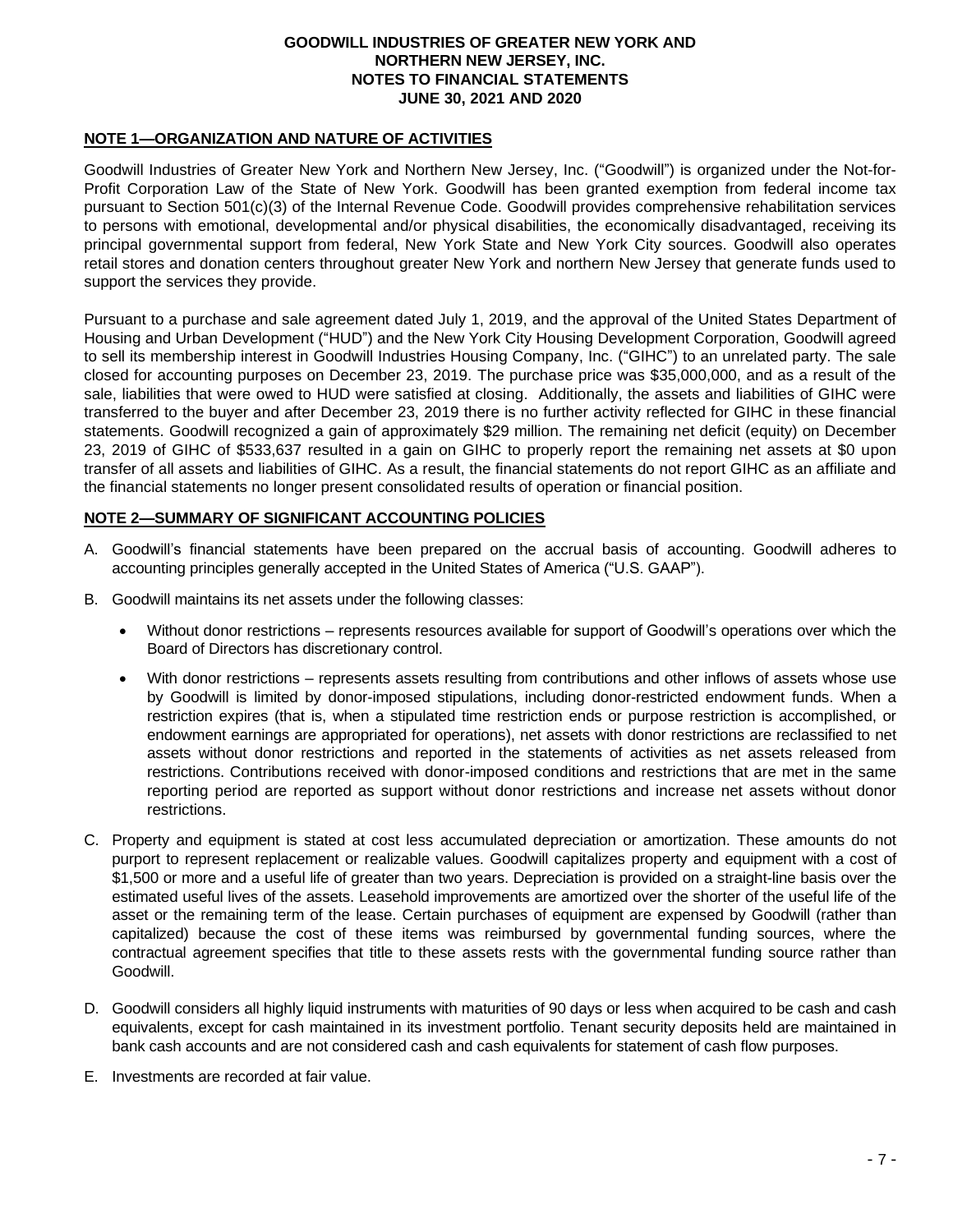## NOTE 1—ORGANIZATION AND NATURE OF ACTIVITIES

Goodwill Industries of Greater New York and Northern New Jersey, Inc. ("Goodwill") is organized under the Not-for-Profit Corporation Law of the State of New York. Goodwill has been granted exemption from federal income tax pursuant to Section 501(c)(3) of the Internal Revenue Code. Goodwill provides comprehensive rehabilitation services to persons with emotional, developmental and/or physical disabilities, the economically disadvantaged, receiving its principal governmental support from federal, New York State and New York City sources. Goodwill also operates retail stores and donation centers throughout greater New York and northern New Jersey that generate funds used to support the services they provide.

Pursuant to a purchase and sale agreement dated July 1, 2019, and the approval of the United States Department of Housing and Urban Development ("HUD") and the New York City Housing Development Corporation, Goodwill agreed to sell its membership interest in Goodwill Industries Housing Company, Inc. ("GIHC") to an unrelated party. The sale closed for accounting purposes on December 23, 2019. The purchase price was $35,000,000, and as a result of the sale, liabilities that were owed to HUD were satisfied at closing. Additionally, the assets and liabilities of GIHC were transferred to the buyer and after December 23, 2019 there is no further activity reflected for GIHC in these financial statements. Goodwill recognized a gain of approximately $29 million. The remaining net deficit (equity) on December 23, 2019 of GIHC of $533,637 resulted in a gain on GIHC to properly report the remaining net assets at $0 upon transfer of all assets and liabilities of GIHC. As a result, the financial statements do not report GIHC as an affiliate and the financial statements no longer present consolidated results of operation or financial position.

## NOTE 2—SUMMARY OF SIGNIFICANT ACCOUNTING POLICIES

A. Goodwill's financial statements have been prepared on the accrual basis of accounting. Goodwill adheres to accounting principles generally accepted in the United States of America ("U.S. GAAP").

B. Goodwill maintains its net assets under the following classes:

   - Without donor restrictions – represents resources available for support of Goodwill's operations over which the Board of Directors has discretionary control.
   - With donor restrictions – represents assets resulting from contributions and other inflows of assets whose use by Goodwill is limited by donor-imposed stipulations, including donor-restricted endowment funds. When a restriction expires (that is, when a stipulated time restriction ends or purpose restriction is accomplished, or endowment earnings are appropriated for operations), net assets with donor restrictions are reclassified to net assets without donor restrictions and reported in the statements of activities as net assets released from restrictions. Contributions received with donor-imposed conditions and restrictions that are met in the same reporting period are reported as support without donor restrictions and increase net assets without donor restrictions.

C. Property and equipment is stated at cost less accumulated depreciation or amortization. These amounts do not purport to represent replacement or realizable values. Goodwill capitalizes property and equipment with a cost of $1,500 or more and a useful life of greater than two years. Depreciation is provided on a straight-line basis over the estimated useful lives of the assets. Leasehold improvements are amortized over the shorter of the useful life of the asset or the remaining term of the lease. Certain purchases of equipment are expensed by Goodwill (rather than capitalized) because the cost of these items was reimbursed by governmental funding sources, where the contractual agreement specifies that title to these assets rests with the governmental funding source rather than Goodwill.

D. Goodwill considers all highly liquid instruments with maturities of 90 days or less when acquired to be cash and cash equivalents, except for cash maintained in its investment portfolio. Tenant security deposits held are maintained in bank cash accounts and are not considered cash and cash equivalents for statement of cash flow purposes.

E. Investments are recorded at fair value.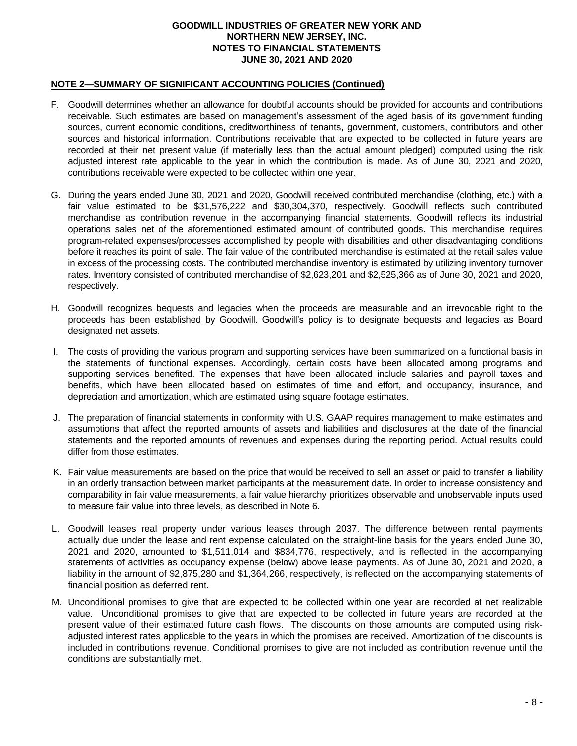**NOTE 2—SUMMARY OF SIGNIFICANT ACCOUNTING POLICIES (Continued)**

F. Goodwill determines whether an allowance for doubtful accounts should be provided for accounts and contributions receivable. Such estimates are based on management's assessment of the aged basis of its government funding sources, current economic conditions, creditworthiness of tenants, government, customers, contributors and other sources and historical information. Contributions receivable that are expected to be collected in future years are recorded at their net present value (if materially less than the actual amount pledged) computed using the risk adjusted interest rate applicable to the year in which the contribution is made. As of June 30, 2021 and 2020, contributions receivable were expected to be collected within one year.

G. During the years ended June 30, 2021 and 2020, Goodwill received contributed merchandise (clothing, etc.) with a fair value estimated to be $31,576,222 and $30,304,370, respectively. Goodwill reflects such contributed merchandise as contribution revenue in the accompanying financial statements. Goodwill reflects its industrial operations sales net of the aforementioned estimated amount of contributed goods. This merchandise requires program-related expenses/processes accomplished by people with disabilities and other disadvantaging conditions before it reaches its point of sale. The fair value of the contributed merchandise is estimated at the retail sales value in excess of the processing costs. The contributed merchandise inventory is estimated by utilizing inventory turnover rates. Inventory consisted of contributed merchandise of $2,623,201 and $2,525,366 as of June 30, 2021 and 2020, respectively.

H. Goodwill recognizes bequests and legacies when the proceeds are measurable and an irrevocable right to the proceeds has been established by Goodwill. Goodwill's policy is to designate bequests and legacies as Board designated net assets.

I. The costs of providing the various program and supporting services have been summarized on a functional basis in the statements of functional expenses. Accordingly, certain costs have been allocated among programs and supporting services benefited. The expenses that have been allocated include salaries and payroll taxes and benefits, which have been allocated based on estimates of time and effort, and occupancy, insurance, and depreciation and amortization, which are estimated using square footage estimates.

J. The preparation of financial statements in conformity with U.S. GAAP requires management to make estimates and assumptions that affect the reported amounts of assets and liabilities and disclosures at the date of the financial statements and the reported amounts of revenues and expenses during the reporting period. Actual results could differ from those estimates.

K. Fair value measurements are based on the price that would be received to sell an asset or paid to transfer a liability in an orderly transaction between market participants at the measurement date. In order to increase consistency and comparability in fair value measurements, a fair value hierarchy prioritizes observable and unobservable inputs used to measure fair value into three levels, as described in Note 6.

L. Goodwill leases real property under various leases through 2037. The difference between rental payments actually due under the lease and rent expense calculated on the straight-line basis for the years ended June 30, 2021 and 2020, amounted to $1,511,014 and $834,776, respectively, and is reflected in the accompanying statements of activities as occupancy expense (below) above lease payments. As of June 30, 2021 and 2020, a liability in the amount of $2,875,280 and $1,364,266, respectively, is reflected on the accompanying statements of financial position as deferred rent.

M. Unconditional promises to give that are expected to be collected within one year are recorded at net realizable value. Unconditional promises to give that are expected to be collected in future years are recorded at the present value of their estimated future cash flows. The discounts on those amounts are computed using risk-adjusted interest rates applicable to the years in which the promises are received. Amortization of the discounts is included in contributions revenue. Conditional promises to give are not included as contribution revenue until the conditions are substantially met.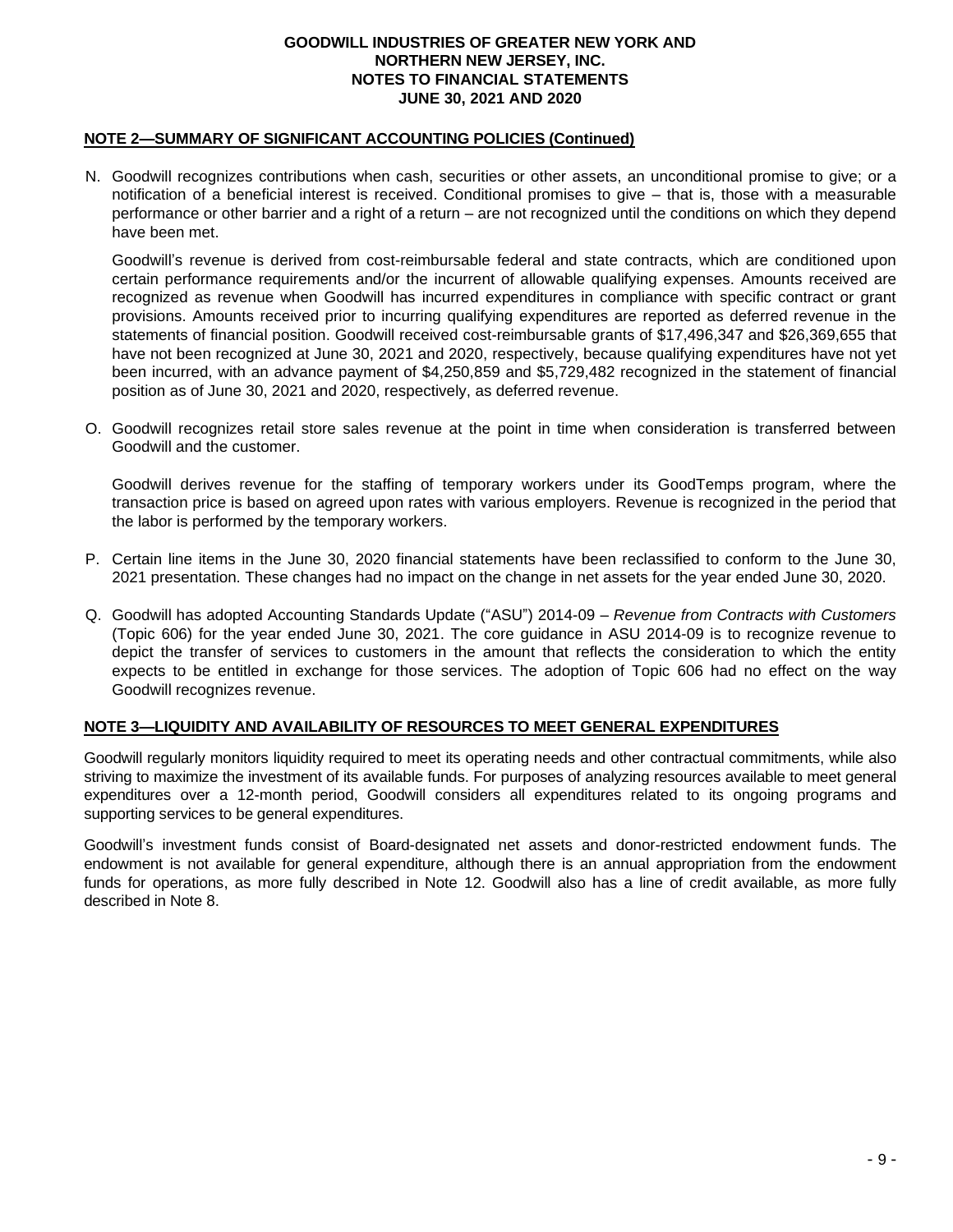## NOTE 2—SUMMARY OF SIGNIFICANT ACCOUNTING POLICIES (Continued)

N. Goodwill recognizes contributions when cash, securities or other assets, an unconditional promise to give; or a notification of a beneficial interest is received. Conditional promises to give – that is, those with a measurable performance or other barrier and a right of a return – are not recognized until the conditions on which they depend have been met.

   Goodwill's revenue is derived from cost-reimbursable federal and state contracts, which are conditioned upon certain performance requirements and/or the incurrent of allowable qualifying expenses. Amounts received are recognized as revenue when Goodwill has incurred expenditures in compliance with specific contract or grant provisions. Amounts received prior to incurring qualifying expenditures are reported as deferred revenue in the statements of financial position. Goodwill received cost-reimbursable grants of $17,496,347 and $26,369,655 that have not been recognized at June 30, 2021 and 2020, respectively, because qualifying expenditures have not yet been incurred, with an advance payment of $4,250,859 and $5,729,482 recognized in the statement of financial position as of June 30, 2021 and 2020, respectively, as deferred revenue.

O. Goodwill recognizes retail store sales revenue at the point in time when consideration is transferred between Goodwill and the customer.

   Goodwill derives revenue for the staffing of temporary workers under its GoodTemps program, where the transaction price is based on agreed upon rates with various employers. Revenue is recognized in the period that the labor is performed by the temporary workers.

P. Certain line items in the June 30, 2020 financial statements have been reclassified to conform to the June 30, 2021 presentation. These changes had no impact on the change in net assets for the year ended June 30, 2020.

Q. Goodwill has adopted Accounting Standards Update ("ASU") 2014-09 – *Revenue from Contracts with Customers* (Topic 606) for the year ended June 30, 2021. The core guidance in ASU 2014-09 is to recognize revenue to depict the transfer of services to customers in the amount that reflects the consideration to which the entity expects to be entitled in exchange for those services. The adoption of Topic 606 had no effect on the way Goodwill recognizes revenue.

## NOTE 3—LIQUIDITY AND AVAILABILITY OF RESOURCES TO MEET GENERAL EXPENDITURES

Goodwill regularly monitors liquidity required to meet its operating needs and other contractual commitments, while also striving to maximize the investment of its available funds. For purposes of analyzing resources available to meet general expenditures over a 12-month period, Goodwill considers all expenditures related to its ongoing programs and supporting services to be general expenditures.

Goodwill's investment funds consist of Board-designated net assets and donor-restricted endowment funds. The endowment is not available for general expenditure, although there is an annual appropriation from the endowment funds for operations, as more fully described in Note 12. Goodwill also has a line of credit available, as more fully described in Note 8.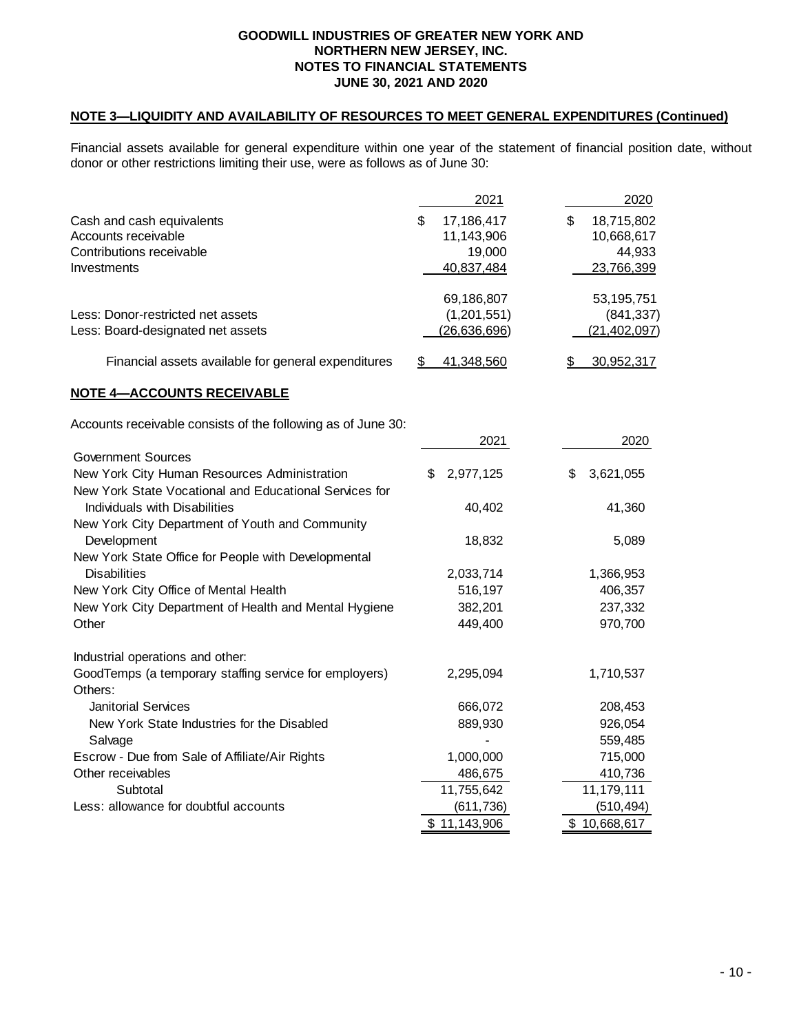GOODWILL INDUSTRIES OF GREATER NEW YORK AND NORTHERN NEW JERSEY, INC.
NOTES TO FINANCIAL STATEMENTS
JUNE 30, 2021 AND 2020

## NOTE 3—LIQUIDITY AND AVAILABILITY OF RESOURCES TO MEET GENERAL EXPENDITURES (Continued)

Financial assets available for general expenditure within one year of the statement of financial position date, without donor or other restrictions limiting their use, were as follows as of June 30:

| | 2021 | 2020 |
|---|---|---|
| Cash and cash equivalents | $ 17,186,417 | $ 18,715,802 |
| Accounts receivable | 11,143,906 | 10,668,617 |
| Contributions receivable | 19,000 | 44,933 |
| Investments | 40,837,484 | 23,766,399 |
| | 69,186,807 | 53,195,751 |
| Less: Donor-restricted net assets | (1,201,551) | (841,337) |
| Less: Board-designated net assets | (26,636,696) | (21,402,097) |
| Financial assets available for general expenditures | $ 41,348,560 | $ 30,952,317 |

## NOTE 4—ACCOUNTS RECEIVABLE

Accounts receivable consists of the following as of June 30:

| | 2021 | 2020 |
|---|---|---|
| Government Sources | | |
| New York City Human Resources Administration | $ 2,977,125 | $ 3,621,055 |
| New York State Vocational and Educational Services for Individuals with Disabilities | 40,402 | 41,360 |
| New York City Department of Youth and Community Development | 18,832 | 5,089 |
| New York State Office for People with Developmental Disabilities | 2,033,714 | 1,366,953 |
| New York City Office of Mental Health | 516,197 | 406,357 |
| New York City Department of Health and Mental Hygiene | 382,201 | 237,332 |
| Other | 449,400 | 970,700 |
| Industrial operations and other: | | |
| GoodTemps (a temporary staffing service for employers) | 2,295,094 | 1,710,537 |
| Others: | | |
| Janitorial Services | 666,072 | 208,453 |
| New York State Industries for the Disabled | 889,930 | 926,054 |
| Salvage | - | 559,485 |
| Escrow - Due from Sale of Affiliate/Air Rights | 1,000,000 | 715,000 |
| Other receivables | 486,675 | 410,736 |
| Subtotal | 11,755,642 | 11,179,111 |
| Less: allowance for doubtful accounts | (611,736) | (510,494) |
| | $ 11,143,906 | $ 10,668,617 |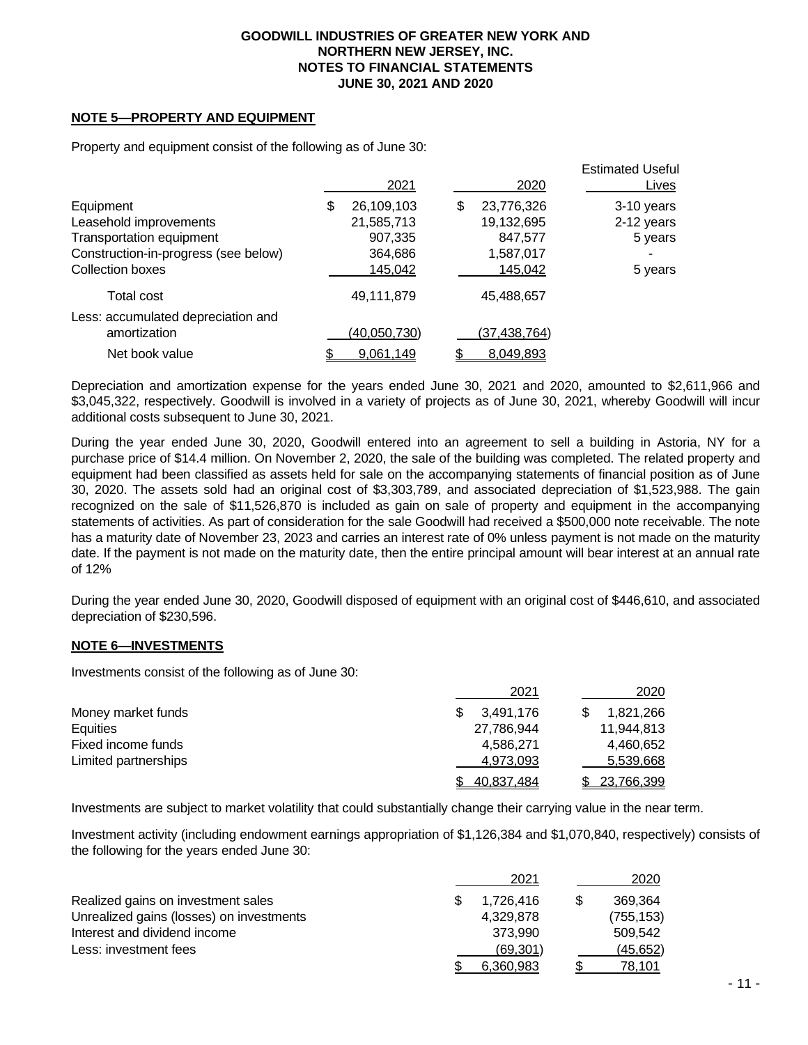## NOTE 5—PROPERTY AND EQUIPMENT

Property and equipment consist of the following as of June 30:

| | 2021 | 2020 | Estimated Useful Lives |
|---|---|---|---|
| Equipment | $ 26,109,103 | $ 23,776,326 | 3-10 years |
| Leasehold improvements | 21,585,713 | 19,132,695 | 2-12 years |
| Transportation equipment | 907,335 | 847,577 | 5 years |
| Construction-in-progress (see below) | 364,686 | 1,587,017 | - |
| Collection boxes | 145,042 | 145,042 | 5 years |
| Total cost | 49,111,879 | 45,488,657 | |
| Less: accumulated depreciation and amortization | (40,050,730) | (37,438,764) | |
| Net book value | $ 9,061,149 | $ 8,049,893 | |

Depreciation and amortization expense for the years ended June 30, 2021 and 2020, amounted to $2,611,966 and $3,045,322, respectively. Goodwill is involved in a variety of projects as of June 30, 2021, whereby Goodwill will incur additional costs subsequent to June 30, 2021.

During the year ended June 30, 2020, Goodwill entered into an agreement to sell a building in Astoria, NY for a purchase price of $14.4 million. On November 2, 2020, the sale of the building was completed. The related property and equipment had been classified as assets held for sale on the accompanying statements of financial position as of June 30, 2020. The assets sold had an original cost of $3,303,789, and associated depreciation of $1,523,988. The gain recognized on the sale of $11,526,870 is included as gain on sale of property and equipment in the accompanying statements of activities. As part of consideration for the sale Goodwill had received a $500,000 note receivable. The note has a maturity date of November 23, 2023 and carries an interest rate of 0% unless payment is not made on the maturity date. If the payment is not made on the maturity date, then the entire principal amount will bear interest at an annual rate of 12%

During the year ended June 30, 2020, Goodwill disposed of equipment with an original cost of $446,610, and associated depreciation of $230,596.

## NOTE 6—INVESTMENTS

Investments consist of the following as of June 30:

| | 2021 | 2020 |
|---|---|---|
| Money market funds | $ 3,491,176 | $ 1,821,266 |
| Equities | 27,786,944 | 11,944,813 |
| Fixed income funds | 4,586,271 | 4,460,652 |
| Limited partnerships | 4,973,093 | 5,539,668 |
| | $ 40,837,484 | $ 23,766,399 |

Investments are subject to market volatility that could substantially change their carrying value in the near term.

Investment activity (including endowment earnings appropriation of $1,126,384 and $1,070,840, respectively) consists of the following for the years ended June 30:

| | 2021 | 2020 |
|---|---|---|
| Realized gains on investment sales | $ 1,726,416 | $ 369,364 |
| Unrealized gains (losses) on investments | 4,329,878 | (755,153) |
| Interest and dividend income | 373,990 | 509,542 |
| Less: investment fees | (69,301) | (45,652) |
| | $ 6,360,983 | $ 78,101 |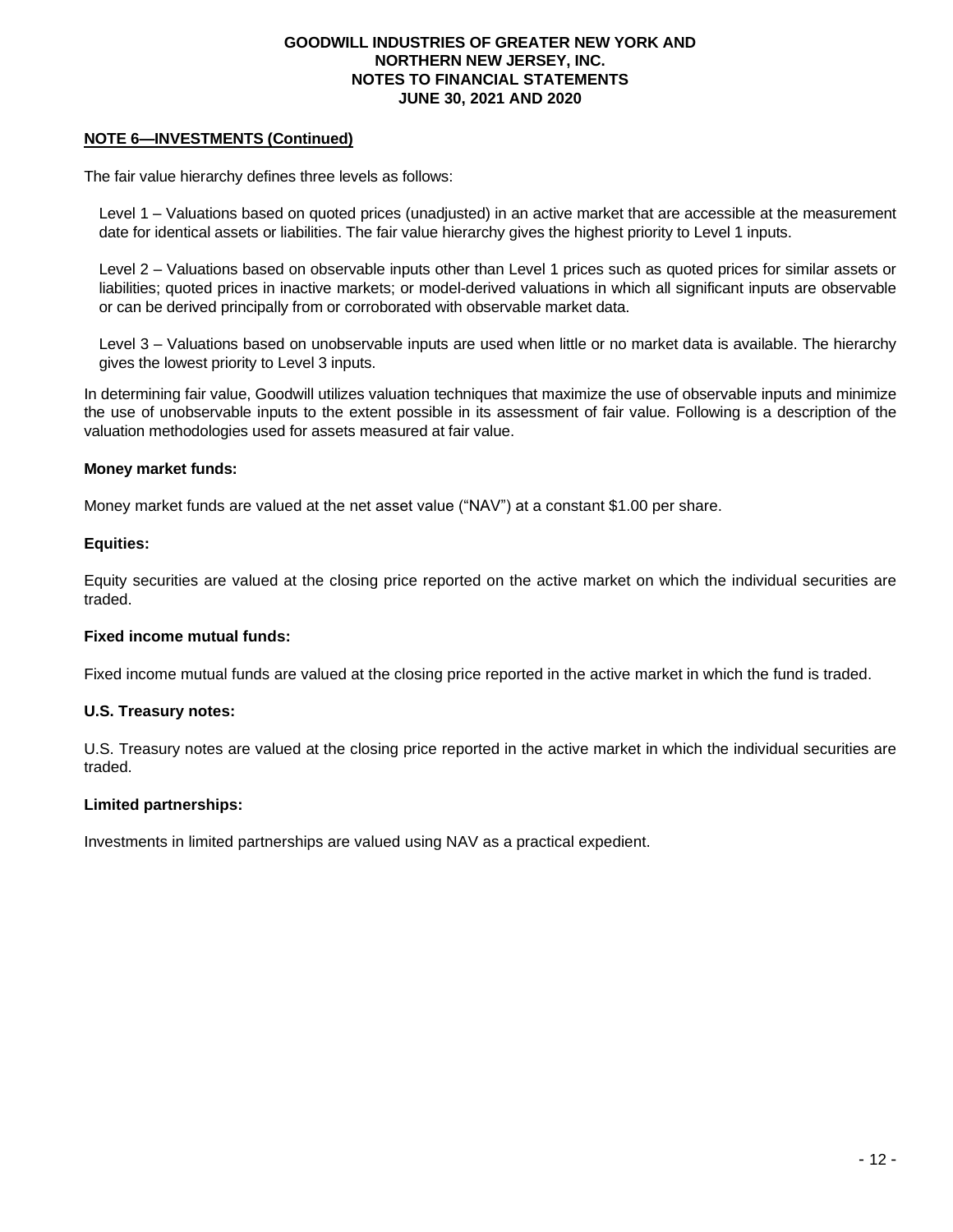**NOTE 6—INVESTMENTS (Continued)**

The fair value hierarchy defines three levels as follows:

Level 1 – Valuations based on quoted prices (unadjusted) in an active market that are accessible at the measurement date for identical assets or liabilities. The fair value hierarchy gives the highest priority to Level 1 inputs.

Level 2 – Valuations based on observable inputs other than Level 1 prices such as quoted prices for similar assets or liabilities; quoted prices in inactive markets; or model-derived valuations in which all significant inputs are observable or can be derived principally from or corroborated with observable market data.

Level 3 – Valuations based on unobservable inputs are used when little or no market data is available. The hierarchy gives the lowest priority to Level 3 inputs.

In determining fair value, Goodwill utilizes valuation techniques that maximize the use of observable inputs and minimize the use of unobservable inputs to the extent possible in its assessment of fair value. Following is a description of the valuation methodologies used for assets measured at fair value.

**Money market funds:**

Money market funds are valued at the net asset value ("NAV") at a constant $1.00 per share.

**Equities:**

Equity securities are valued at the closing price reported on the active market on which the individual securities are traded.

**Fixed income mutual funds:**

Fixed income mutual funds are valued at the closing price reported in the active market in which the fund is traded.

**U.S. Treasury notes:**

U.S. Treasury notes are valued at the closing price reported in the active market in which the individual securities are traded.

**Limited partnerships:**

Investments in limited partnerships are valued using NAV as a practical expedient.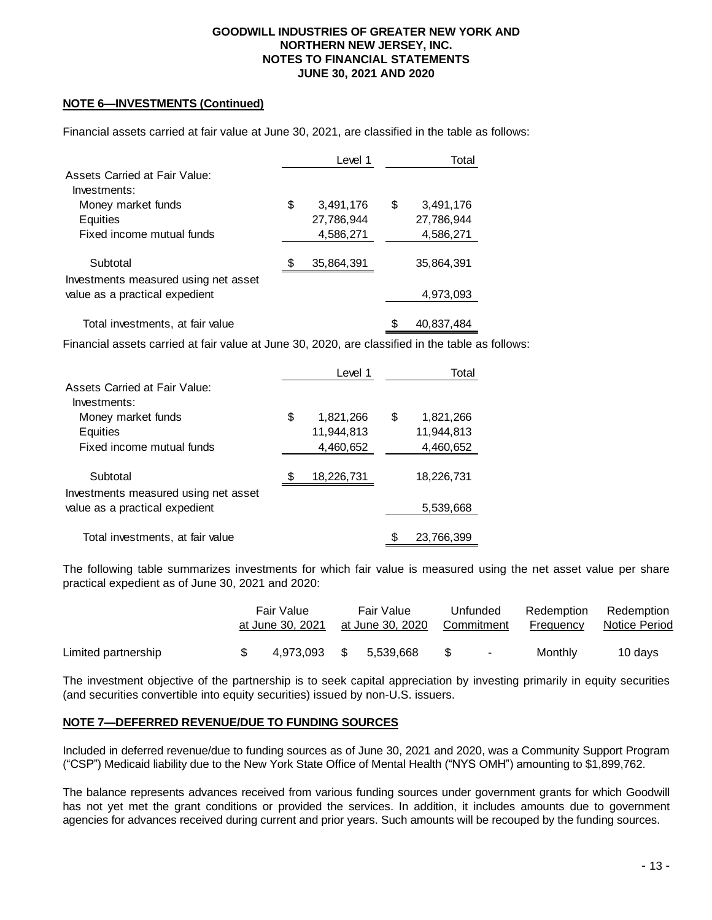**NOTE 6—INVESTMENTS (Continued)**

Financial assets carried at fair value at June 30, 2021, are classified in the table as follows:

| | Level 1 | Total |
|---|---|---|
| Assets Carried at Fair Value: | | |
| Investments: | | |
| Money market funds | $ 3,491,176 | $ 3,491,176 |
| Equities | 27,786,944 | 27,786,944 |
| Fixed income mutual funds | 4,586,271 | 4,586,271 |
| Subtotal | $ 35,864,391 | 35,864,391 |
| Investments measured using net asset value as a practical expedient | | 4,973,093 |
| Total investments, at fair value | | $ 40,837,484 |

Financial assets carried at fair value at June 30, 2020, are classified in the table as follows:

| | Level 1 | Total |
|---|---|---|
| Assets Carried at Fair Value: | | |
| Investments: | | |
| Money market funds | $ 1,821,266 | $ 1,821,266 |
| Equities | 11,944,813 | 11,944,813 |
| Fixed income mutual funds | 4,460,652 | 4,460,652 |
| Subtotal | $ 18,226,731 | 18,226,731 |
| Investments measured using net asset value as a practical expedient | | 5,539,668 |
| Total investments, at fair value | | $ 23,766,399 |

The following table summarizes investments for which fair value is measured using the net asset value per share practical expedient as of June 30, 2021 and 2020:

| | Fair Value at June 30, 2021 | Fair Value at June 30, 2020 | Unfunded Commitment | Redemption Frequency | Redemption Notice Period |
|---|---|---|---|---|---|
| Limited partnership | $ 4,973,093 | $ 5,539,668 | $ - | Monthly | 10 days |

The investment objective of the partnership is to seek capital appreciation by investing primarily in equity securities (and securities convertible into equity securities) issued by non-U.S. issuers.

**NOTE 7—DEFERRED REVENUE/DUE TO FUNDING SOURCES**

Included in deferred revenue/due to funding sources as of June 30, 2021 and 2020, was a Community Support Program ("CSP") Medicaid liability due to the New York State Office of Mental Health ("NYS OMH") amounting to $1,899,762.

The balance represents advances received from various funding sources under government grants for which Goodwill has not yet met the grant conditions or provided the services. In addition, it includes amounts due to government agencies for advances received during current and prior years. Such amounts will be recouped by the funding sources.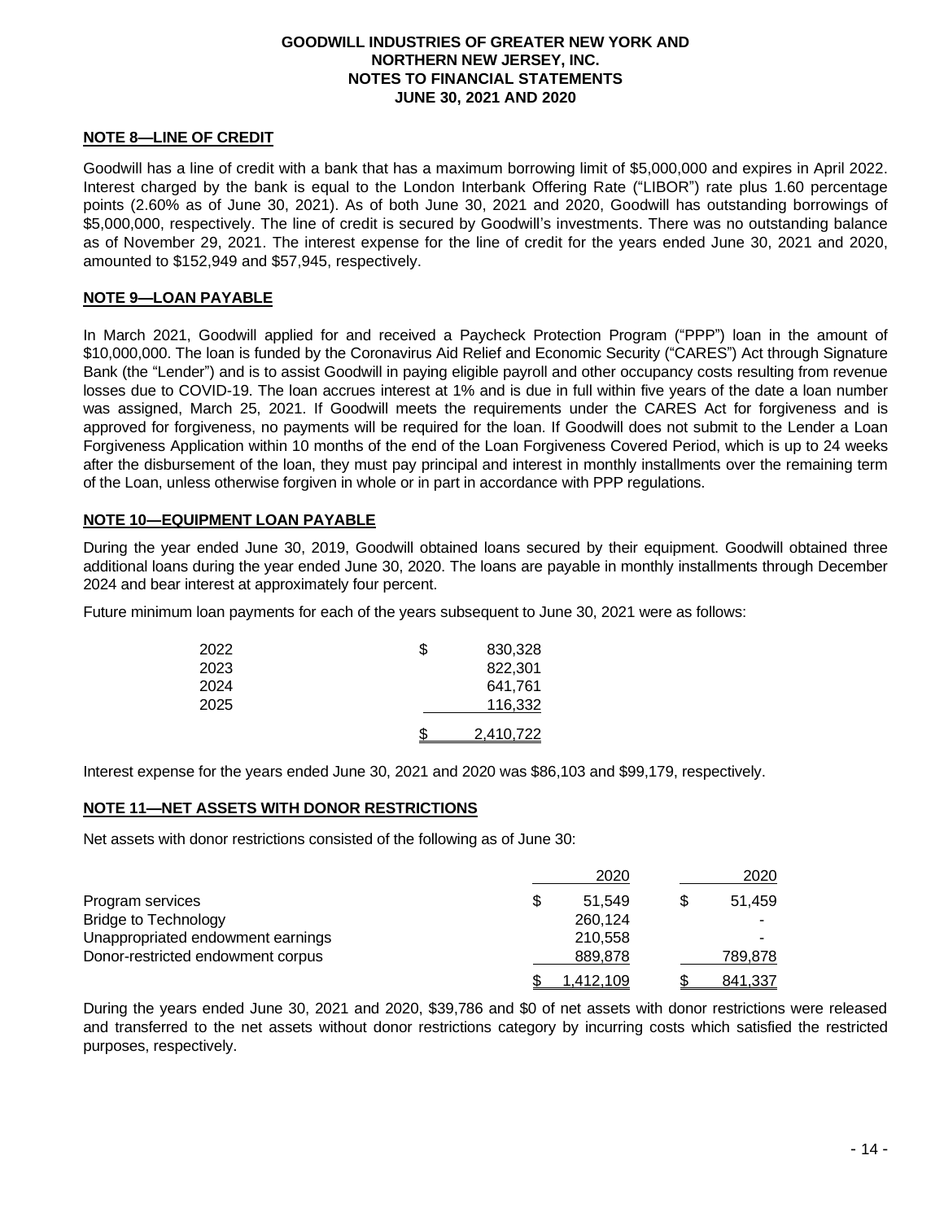# GOODWILL INDUSTRIES OF GREATER NEW YORK AND NORTHERN NEW JERSEY, INC.
## NOTES TO FINANCIAL STATEMENTS
## JUNE 30, 2021 AND 2020

### NOTE 8—LINE OF CREDIT

Goodwill has a line of credit with a bank that has a maximum borrowing limit of $5,000,000 and expires in April 2022. Interest charged by the bank is equal to the London Interbank Offering Rate ("LIBOR") rate plus 1.60 percentage points (2.60% as of June 30, 2021). As of both June 30, 2021 and 2020, Goodwill has outstanding borrowings of $5,000,000, respectively. The line of credit is secured by Goodwill's investments. There was no outstanding balance as of November 29, 2021. The interest expense for the line of credit for the years ended June 30, 2021 and 2020, amounted to $152,949 and $57,945, respectively.

### NOTE 9—LOAN PAYABLE

In March 2021, Goodwill applied for and received a Paycheck Protection Program ("PPP") loan in the amount of $10,000,000. The loan is funded by the Coronavirus Aid Relief and Economic Security ("CARES") Act through Signature Bank (the "Lender") and is to assist Goodwill in paying eligible payroll and other occupancy costs resulting from revenue losses due to COVID-19. The loan accrues interest at 1% and is due in full within five years of the date a loan number was assigned, March 25, 2021. If Goodwill meets the requirements under the CARES Act for forgiveness and is approved for forgiveness, no payments will be required for the loan. If Goodwill does not submit to the Lender a Loan Forgiveness Application within 10 months of the end of the Loan Forgiveness Covered Period, which is up to 24 weeks after the disbursement of the loan, they must pay principal and interest in monthly installments over the remaining term of the Loan, unless otherwise forgiven in whole or in part in accordance with PPP regulations.

### NOTE 10—EQUIPMENT LOAN PAYABLE

During the year ended June 30, 2019, Goodwill obtained loans secured by their equipment. Goodwill obtained three additional loans during the year ended June 30, 2020. The loans are payable in monthly installments through December 2024 and bear interest at approximately four percent.

Future minimum loan payments for each of the years subsequent to June 30, 2021 were as follows:

| | |
|---|---|
| 2022 | $ 830,328 |
| 2023 | 822,301 |
| 2024 | 641,761 |
| 2025 | 116,332 |
| | $ 2,410,722 |

Interest expense for the years ended June 30, 2021 and 2020 was $86,103 and $99,179, respectively.

### NOTE 11—NET ASSETS WITH DONOR RESTRICTIONS

Net assets with donor restrictions consisted of the following as of June 30:

| | 2020 | 2020 |
|---|---|---|
| Program services | $ 51,549 | $ 51,459 |
| Bridge to Technology | 260,124 | - |
| Unappropriated endowment earnings | 210,558 | - |
| Donor-restricted endowment corpus | 889,878 | 789,878 |
| | $ 1,412,109 | $ 841,337 |

During the years ended June 30, 2021 and 2020, $39,786 and $0 of net assets with donor restrictions were released and transferred to the net assets without donor restrictions category by incurring costs which satisfied the restricted purposes, respectively.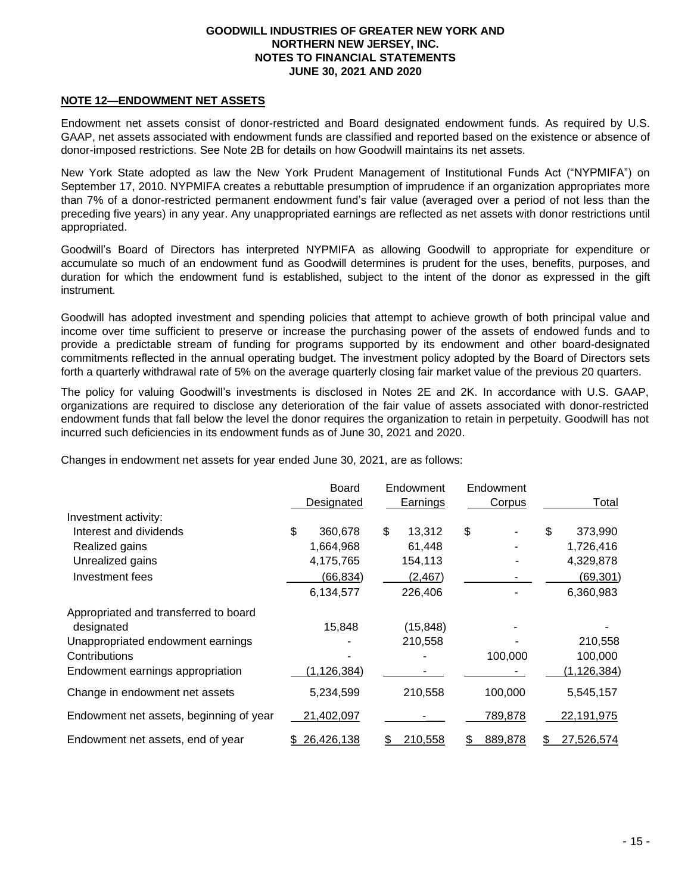## NOTE 12—ENDOWMENT NET ASSETS

Endowment net assets consist of donor-restricted and Board designated endowment funds. As required by U.S. GAAP, net assets associated with endowment funds are classified and reported based on the existence or absence of donor-imposed restrictions. See Note 2B for details on how Goodwill maintains its net assets.

New York State adopted as law the New York Prudent Management of Institutional Funds Act ("NYPMIFA") on September 17, 2010. NYPMIFA creates a rebuttable presumption of imprudence if an organization appropriates more than 7% of a donor-restricted permanent endowment fund's fair value (averaged over a period of not less than the preceding five years) in any year. Any unappropriated earnings are reflected as net assets with donor restrictions until appropriated.

Goodwill's Board of Directors has interpreted NYPMIFA as allowing Goodwill to appropriate for expenditure or accumulate so much of an endowment fund as Goodwill determines is prudent for the uses, benefits, purposes, and duration for which the endowment fund is established, subject to the intent of the donor as expressed in the gift instrument.

Goodwill has adopted investment and spending policies that attempt to achieve growth of both principal value and income over time sufficient to preserve or increase the purchasing power of the assets of endowed funds and to provide a predictable stream of funding for programs supported by its endowment and other board-designated commitments reflected in the annual operating budget. The investment policy adopted by the Board of Directors sets forth a quarterly withdrawal rate of 5% on the average quarterly closing fair market value of the previous 20 quarters.

The policy for valuing Goodwill's investments is disclosed in Notes 2E and 2K. In accordance with U.S. GAAP, organizations are required to disclose any deterioration of the fair value of assets associated with donor-restricted endowment funds that fall below the level the donor requires the organization to retain in perpetuity. Goodwill has not incurred such deficiencies in its endowment funds as of June 30, 2021 and 2020.

Changes in endowment net assets for year ended June 30, 2021, are as follows:

| | Board Designated | Endowment Earnings | Endowment Corpus | Total |
|---|---|---|---|---|
| Investment activity: | | | | |
| Interest and dividends | $ 360,678 | $ 13,312 | $ - | $ 373,990 |
| Realized gains | 1,664,968 | 61,448 | - | 1,726,416 |
| Unrealized gains | 4,175,765 | 154,113 | - | 4,329,878 |
| Investment fees | (66,834) | (2,467) | - | (69,301) |
| | 6,134,577 | 226,406 | - | 6,360,983 |
| Appropriated and transferred to board designated | 15,848 | (15,848) | - | - |
| Unappropriated endowment earnings | - | 210,558 | - | 210,558 |
| Contributions | - | - | 100,000 | 100,000 |
| Endowment earnings appropriation | (1,126,384) | - | - | (1,126,384) |
| Change in endowment net assets | 5,234,599 | 210,558 | 100,000 | 5,545,157 |
| Endowment net assets, beginning of year | 21,402,097 | - | 789,878 | 22,191,975 |
| Endowment net assets, end of year | $ 26,426,138 | $ 210,558 | $ 889,878 | $ 27,526,574 |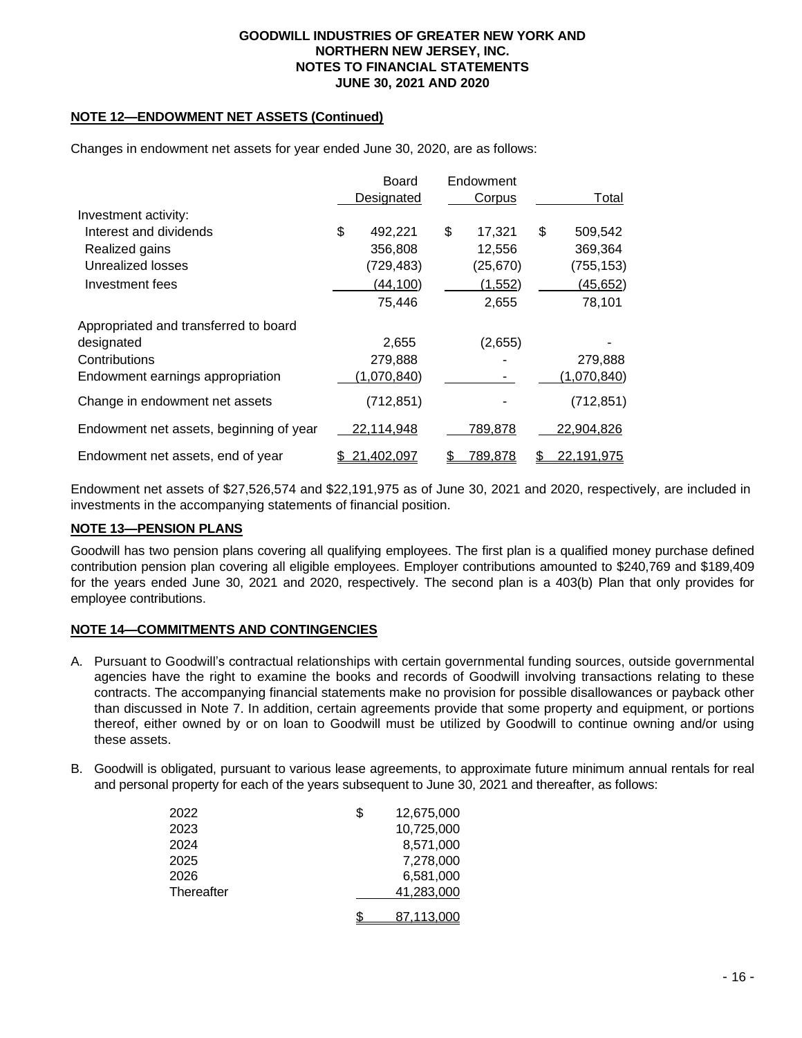## NOTE 12—ENDOWMENT NET ASSETS (Continued)

Changes in endowment net assets for year ended June 30, 2020, are as follows:

| | Board Designated | Endowment Corpus | Total |
|---|---|---|---|
| Investment activity: | | | |
| Interest and dividends | $ 492,221 | $ 17,321 | $ 509,542 |
| Realized gains | 356,808 | 12,556 | 369,364 |
| Unrealized losses | (729,483) | (25,670) | (755,153) |
| Investment fees | (44,100) | (1,552) | (45,652) |
| | 75,446 | 2,655 | 78,101 |
| Appropriated and transferred to board designated | 2,655 | (2,655) | - |
| Contributions | 279,888 | - | 279,888 |
| Endowment earnings appropriation | (1,070,840) | - | (1,070,840) |
| Change in endowment net assets | (712,851) | - | (712,851) |
| Endowment net assets, beginning of year | 22,114,948 | 789,878 | 22,904,826 |
| Endowment net assets, end of year | $ 21,402,097 | $ 789,878 | $ 22,191,975 |

Endowment net assets of $27,526,574 and $22,191,975 as of June 30, 2021 and 2020, respectively, are included in investments in the accompanying statements of financial position.

## NOTE 13—PENSION PLANS

Goodwill has two pension plans covering all qualifying employees. The first plan is a qualified money purchase defined contribution pension plan covering all eligible employees. Employer contributions amounted to $240,769 and $189,409 for the years ended June 30, 2021 and 2020, respectively. The second plan is a 403(b) Plan that only provides for employee contributions.

## NOTE 14—COMMITMENTS AND CONTINGENCIES

A. Pursuant to Goodwill's contractual relationships with certain governmental funding sources, outside governmental agencies have the right to examine the books and records of Goodwill involving transactions relating to these contracts. The accompanying financial statements make no provision for possible disallowances or payback other than discussed in Note 7. In addition, certain agreements provide that some property and equipment, or portions thereof, either owned by or on loan to Goodwill must be utilized by Goodwill to continue owning and/or using these assets.

B. Goodwill is obligated, pursuant to various lease agreements, to approximate future minimum annual rentals for real and personal property for each of the years subsequent to June 30, 2021 and thereafter, as follows:

| | |
|---|---|
| 2022 | $ 12,675,000 |
| 2023 | 10,725,000 |
| 2024 | 8,571,000 |
| 2025 | 7,278,000 |
| 2026 | 6,581,000 |
| Thereafter | 41,283,000 |
| | $ 87,113,000 |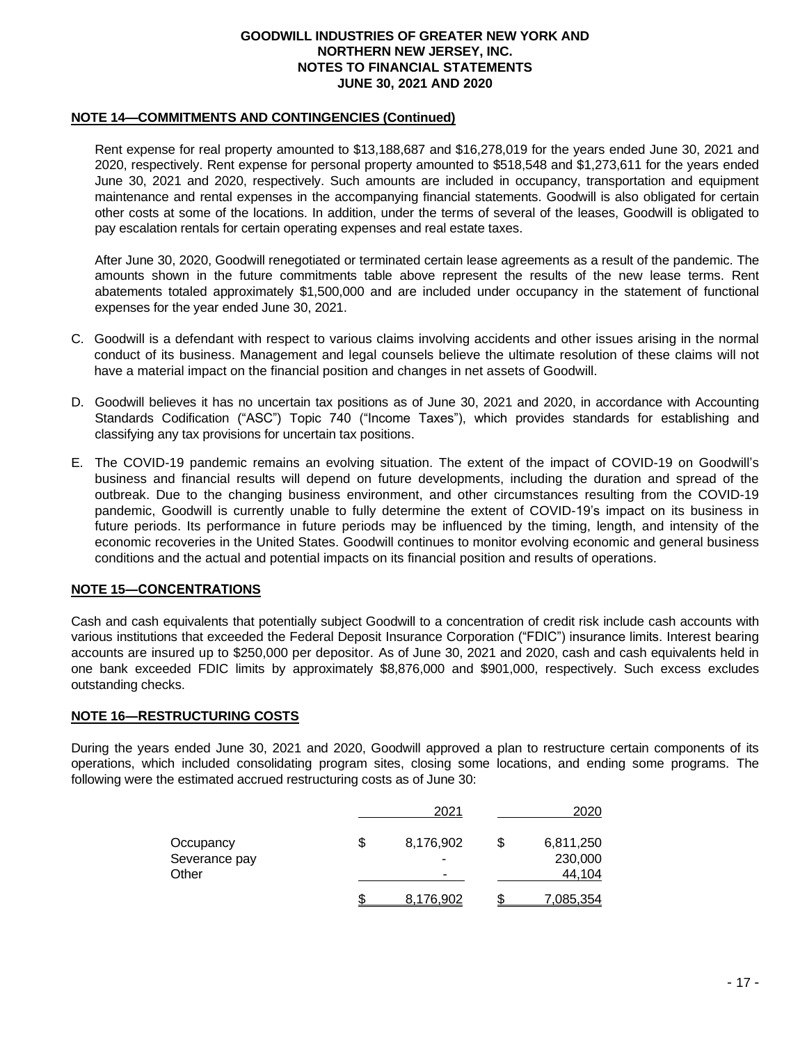## NOTE 14—COMMITMENTS AND CONTINGENCIES (Continued)

Rent expense for real property amounted to $13,188,687 and $16,278,019 for the years ended June 30, 2021 and 2020, respectively. Rent expense for personal property amounted to $518,548 and $1,273,611 for the years ended June 30, 2021 and 2020, respectively. Such amounts are included in occupancy, transportation and equipment maintenance and rental expenses in the accompanying financial statements. Goodwill is also obligated for certain other costs at some of the locations. In addition, under the terms of several of the leases, Goodwill is obligated to pay escalation rentals for certain operating expenses and real estate taxes.

After June 30, 2020, Goodwill renegotiated or terminated certain lease agreements as a result of the pandemic. The amounts shown in the future commitments table above represent the results of the new lease terms. Rent abatements totaled approximately $1,500,000 and are included under occupancy in the statement of functional expenses for the year ended June 30, 2021.

C. Goodwill is a defendant with respect to various claims involving accidents and other issues arising in the normal conduct of its business. Management and legal counsels believe the ultimate resolution of these claims will not have a material impact on the financial position and changes in net assets of Goodwill.

D. Goodwill believes it has no uncertain tax positions as of June 30, 2021 and 2020, in accordance with Accounting Standards Codification ("ASC") Topic 740 ("Income Taxes"), which provides standards for establishing and classifying any tax provisions for uncertain tax positions.

E. The COVID-19 pandemic remains an evolving situation. The extent of the impact of COVID-19 on Goodwill's business and financial results will depend on future developments, including the duration and spread of the outbreak. Due to the changing business environment, and other circumstances resulting from the COVID-19 pandemic, Goodwill is currently unable to fully determine the extent of COVID-19's impact on its business in future periods. Its performance in future periods may be influenced by the timing, length, and intensity of the economic recoveries in the United States. Goodwill continues to monitor evolving economic and general business conditions and the actual and potential impacts on its financial position and results of operations.

## NOTE 15—CONCENTRATIONS

Cash and cash equivalents that potentially subject Goodwill to a concentration of credit risk include cash accounts with various institutions that exceeded the Federal Deposit Insurance Corporation ("FDIC") insurance limits. Interest bearing accounts are insured up to $250,000 per depositor. As of June 30, 2021 and 2020, cash and cash equivalents held in one bank exceeded FDIC limits by approximately $8,876,000 and $901,000, respectively. Such excess excludes outstanding checks.

## NOTE 16—RESTRUCTURING COSTS

During the years ended June 30, 2021 and 2020, Goodwill approved a plan to restructure certain components of its operations, which included consolidating program sites, closing some locations, and ending some programs. The following were the estimated accrued restructuring costs as of June 30:

| | 2021 | 2020 |
|---|---|---|
| Occupancy | $ 8,176,902 | $ 6,811,250 |
| Severance pay | - | 230,000 |
| Other | - | 44,104 |
| | $ 8,176,902 | $ 7,085,354 |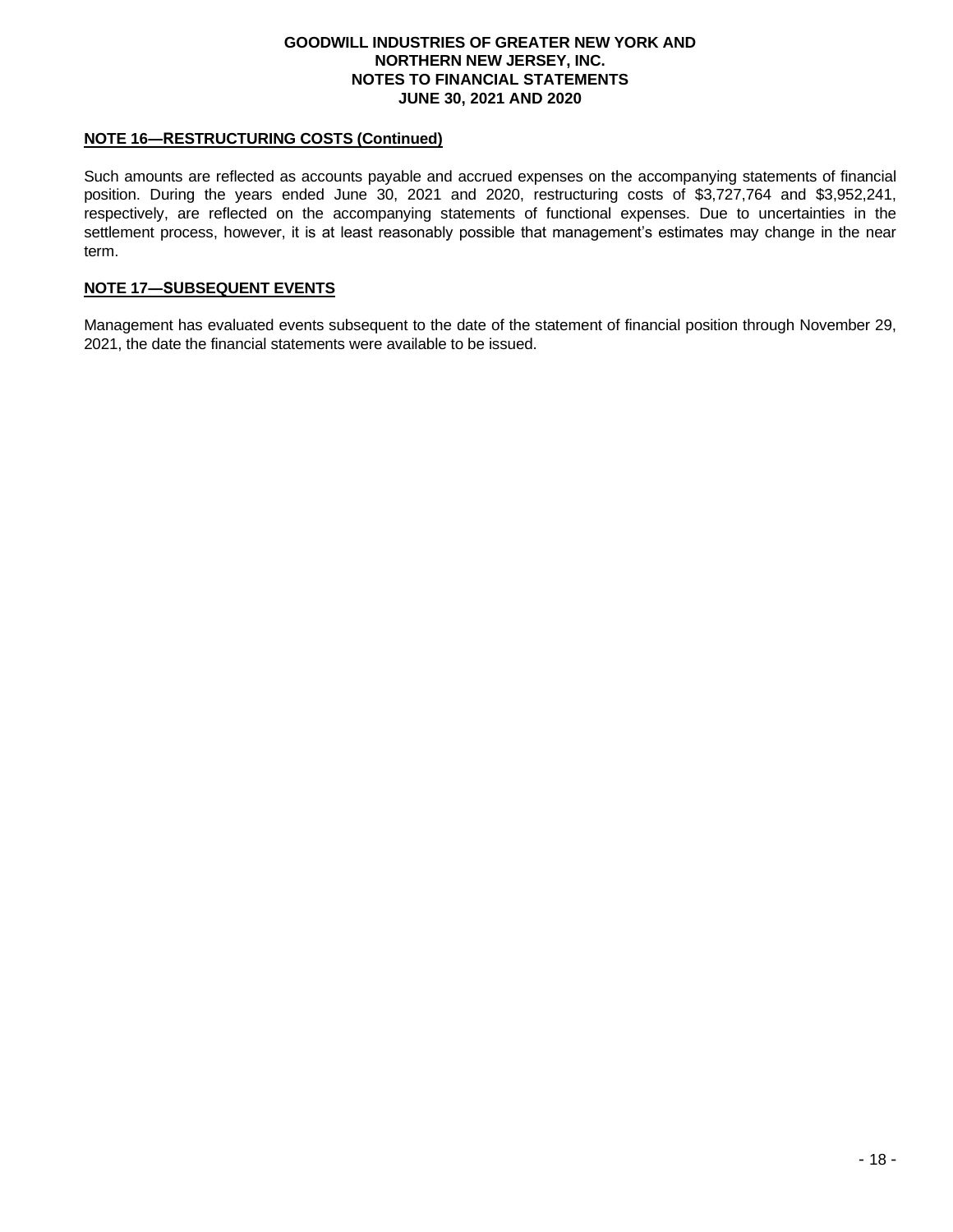## NOTE 16—RESTRUCTURING COSTS (Continued)

Such amounts are reflected as accounts payable and accrued expenses on the accompanying statements of financial position. During the years ended June 30, 2021 and 2020, restructuring costs of $3,727,764 and $3,952,241, respectively, are reflected on the accompanying statements of functional expenses. Due to uncertainties in the settlement process, however, it is at least reasonably possible that management's estimates may change in the near term.

## NOTE 17—SUBSEQUENT EVENTS

Management has evaluated events subsequent to the date of the statement of financial position through November 29, 2021, the date the financial statements were available to be issued.